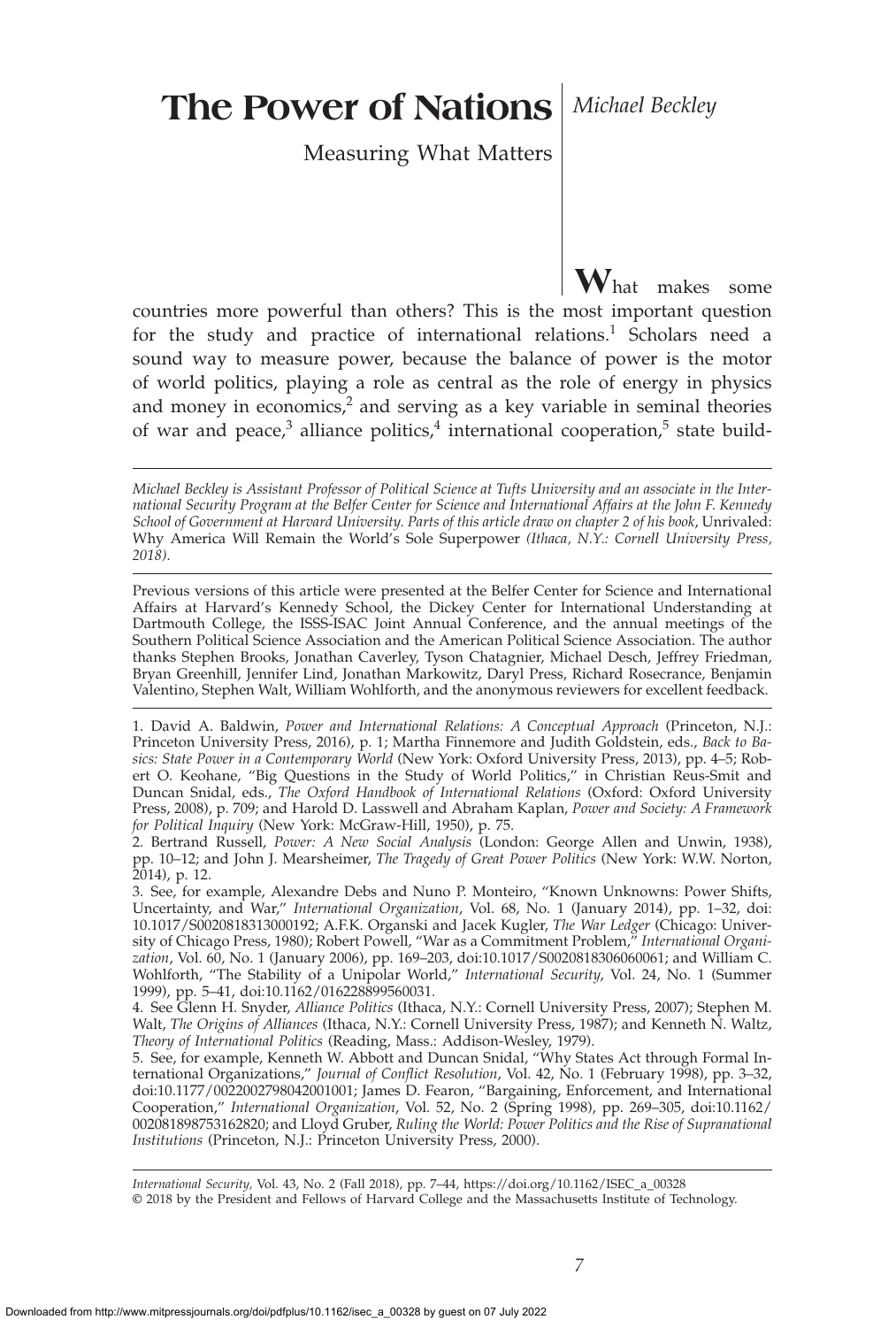# The Power of Nations

## Measuring What Matters

*Michael Beckley*

What makes some countries more powerful than others? This is the most important question for the study and practice of international relations.[1] Scholars need a sound way to measure power, because the balance of power is the motor of world politics, playing a role as central as the role of energy in physics and money in economics,[2] and serving as a key variable in seminal theories of war and peace,[3] alliance politics,[4] international cooperation,[5] state build-

---

*Michael Beckley is Assistant Professor of Political Science at Tufts University and an associate in the International Security Program at the Belfer Center for Science and International Affairs at the John F. Kennedy School of Government at Harvard University. Parts of this article draw on chapter 2 of his book,* Unrivaled: Why America Will Remain the World's Sole Superpower *(Ithaca, N.Y.: Cornell University Press, 2018).*

Previous versions of this article were presented at the Belfer Center for Science and International Affairs at Harvard's Kennedy School, the Dickey Center for International Understanding at Dartmouth College, the ISSS-ISAC Joint Annual Conference, and the annual meetings of the Southern Political Science Association and the American Political Science Association. The author thanks Stephen Brooks, Jonathan Caverley, Tyson Chatagnier, Michael Desch, Jeffrey Friedman, Bryan Greenhill, Jennifer Lind, Jonathan Markowitz, Daryl Press, Richard Rosecrance, Benjamin Valentino, Stephen Walt, William Wohlforth, and the anonymous reviewers for excellent feedback.

---

1. David A. Baldwin, *Power and International Relations: A Conceptual Approach* (Princeton, N.J.: Princeton University Press, 2016), p. 1; Martha Finnemore and Judith Goldstein, eds., *Back to Basics: State Power in a Contemporary World* (New York: Oxford University Press, 2013), pp. 4–5; Robert O. Keohane, "Big Questions in the Study of World Politics," in Christian Reus-Smit and Duncan Snidal, eds., *The Oxford Handbook of International Relations* (Oxford: Oxford University Press, 2008), p. 709; and Harold D. Lasswell and Abraham Kaplan, *Power and Society: A Framework for Political Inquiry* (New York: McGraw-Hill, 1950), p. 75.

2. Bertrand Russell, *Power: A New Social Analysis* (London: George Allen and Unwin, 1938), pp. 10–12; and John J. Mearsheimer, *The Tragedy of Great Power Politics* (New York: W.W. Norton, 2014), p. 12.

3. See, for example, Alexandre Debs and Nuno P. Monteiro, "Known Unknowns: Power Shifts, Uncertainty, and War," *International Organization*, Vol. 68, No. 1 (January 2014), pp. 1–32, doi: 10.1017/S0020818313000192; A.F.K. Organski and Jacek Kugler, *The War Ledger* (Chicago: University of Chicago Press, 1980); Robert Powell, "War as a Commitment Problem," *International Organization*, Vol. 60, No. 1 (January 2006), pp. 169–203, doi:10.1017/S0020818306060061; and William C. Wohlforth, "The Stability of a Unipolar World," *International Security*, Vol. 24, No. 1 (Summer 1999), pp. 5–41, doi:10.1162/016228899560031.

4. See Glenn H. Snyder, *Alliance Politics* (Ithaca, N.Y.: Cornell University Press, 2007); Stephen M. Walt, *The Origins of Alliances* (Ithaca, N.Y.: Cornell University Press, 1987); and Kenneth N. Waltz, *Theory of International Politics* (Reading, Mass.: Addison-Wesley, 1979).

5. See, for example, Kenneth W. Abbott and Duncan Snidal, "Why States Act through Formal International Organizations," *Journal of Conflict Resolution*, Vol. 42, No. 1 (February 1998), pp. 3–32, doi:10.1177/0022002798042001001; James D. Fearon, "Bargaining, Enforcement, and International Cooperation," *International Organization*, Vol. 52, No. 2 (Spring 1998), pp. 269–305, doi:10.1162/002081898753162820; and Lloyd Gruber, *Ruling the World: Power Politics and the Rise of Supranational Institutions* (Princeton, N.J.: Princeton University Press, 2000).

---

*International Security,* Vol. 43, No. 2 (Fall 2018), pp. 7–44, https://doi.org/10.1162/ISEC_a_00328
© 2018 by the President and Fellows of Harvard College and the Massachusetts Institute of Technology.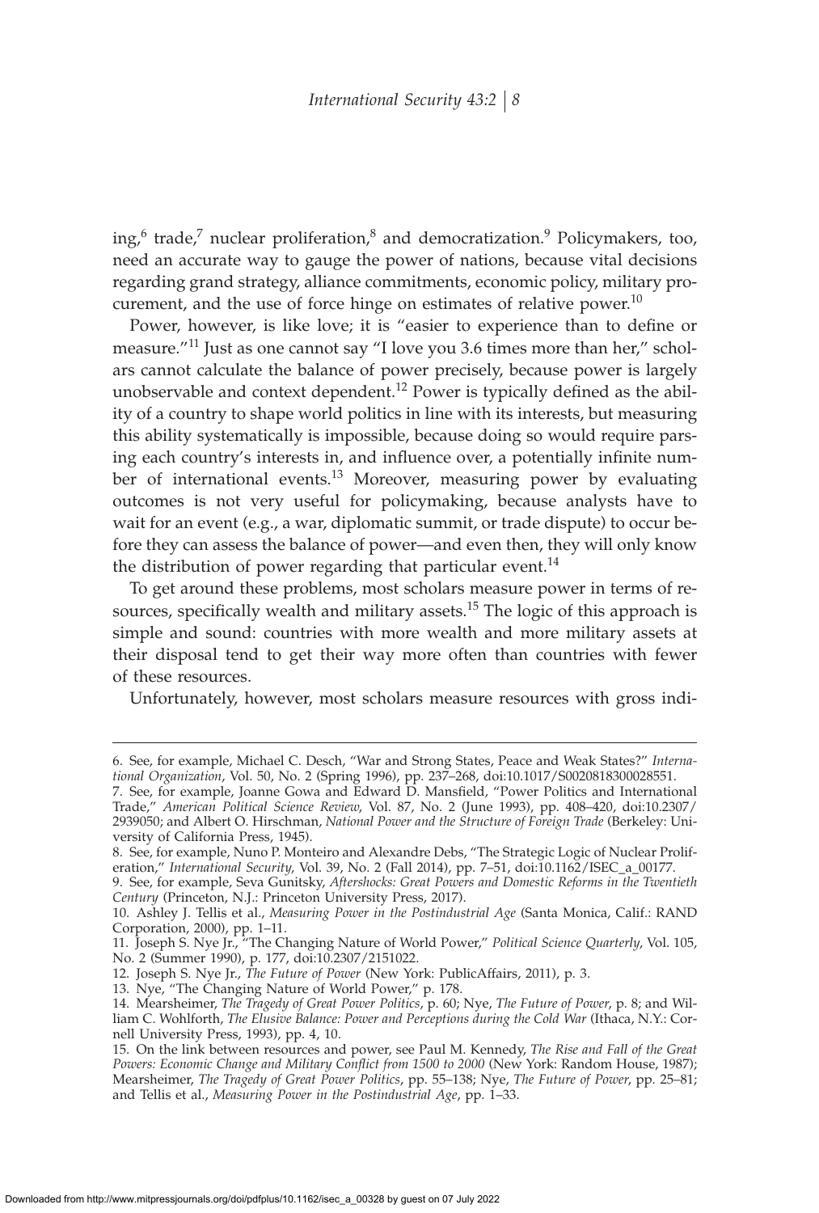ing,[6] trade,[7] nuclear proliferation,[8] and democratization.[9] Policymakers, too, need an accurate way to gauge the power of nations, because vital decisions regarding grand strategy, alliance commitments, economic policy, military procurement, and the use of force hinge on estimates of relative power.[10]

Power, however, is like love; it is "easier to experience than to define or measure."[11] Just as one cannot say "I love you 3.6 times more than her," scholars cannot calculate the balance of power precisely, because power is largely unobservable and context dependent.[12] Power is typically defined as the ability of a country to shape world politics in line with its interests, but measuring this ability systematically is impossible, because doing so would require parsing each country's interests in, and influence over, a potentially infinite number of international events.[13] Moreover, measuring power by evaluating outcomes is not very useful for policymaking, because analysts have to wait for an event (e.g., a war, diplomatic summit, or trade dispute) to occur before they can assess the balance of power—and even then, they will only know the distribution of power regarding that particular event.[14]

To get around these problems, most scholars measure power in terms of resources, specifically wealth and military assets.[15] The logic of this approach is simple and sound: countries with more wealth and more military assets at their disposal tend to get their way more often than countries with fewer of these resources.

Unfortunately, however, most scholars measure resources with gross indi-

---

6. See, for example, Michael C. Desch, "War and Strong States, Peace and Weak States?" *International Organization*, Vol. 50, No. 2 (Spring 1996), pp. 237–268, doi:10.1017/S0020818300028551.

7. See, for example, Joanne Gowa and Edward D. Mansfield, "Power Politics and International Trade," *American Political Science Review*, Vol. 87, No. 2 (June 1993), pp. 408–420, doi:10.2307/2939050; and Albert O. Hirschman, *National Power and the Structure of Foreign Trade* (Berkeley: University of California Press, 1945).

8. See, for example, Nuno P. Monteiro and Alexandre Debs, "The Strategic Logic of Nuclear Proliferation," *International Security*, Vol. 39, No. 2 (Fall 2014), pp. 7–51, doi:10.1162/ISEC_a_00177.

9. See, for example, Seva Gunitsky, *Aftershocks: Great Powers and Domestic Reforms in the Twentieth Century* (Princeton, N.J.: Princeton University Press, 2017).

10. Ashley J. Tellis et al., *Measuring Power in the Postindustrial Age* (Santa Monica, Calif.: RAND Corporation, 2000), pp. 1–11.

11. Joseph S. Nye Jr., "The Changing Nature of World Power," *Political Science Quarterly*, Vol. 105, No. 2 (Summer 1990), p. 177, doi:10.2307/2151022.

12. Joseph S. Nye Jr., *The Future of Power* (New York: PublicAffairs, 2011), p. 3.

13. Nye, "The Changing Nature of World Power," p. 178.

14. Mearsheimer, *The Tragedy of Great Power Politics*, p. 60; Nye, *The Future of Power*, p. 8; and William C. Wohlforth, *The Elusive Balance: Power and Perceptions during the Cold War* (Ithaca, N.Y.: Cornell University Press, 1993), pp. 4, 10.

15. On the link between resources and power, see Paul M. Kennedy, *The Rise and Fall of the Great Powers: Economic Change and Military Conflict from 1500 to 2000* (New York: Random House, 1987); Mearsheimer, *The Tragedy of Great Power Politics*, pp. 55–138; Nye, *The Future of Power*, pp. 25–81; and Tellis et al., *Measuring Power in the Postindustrial Age*, pp. 1–33.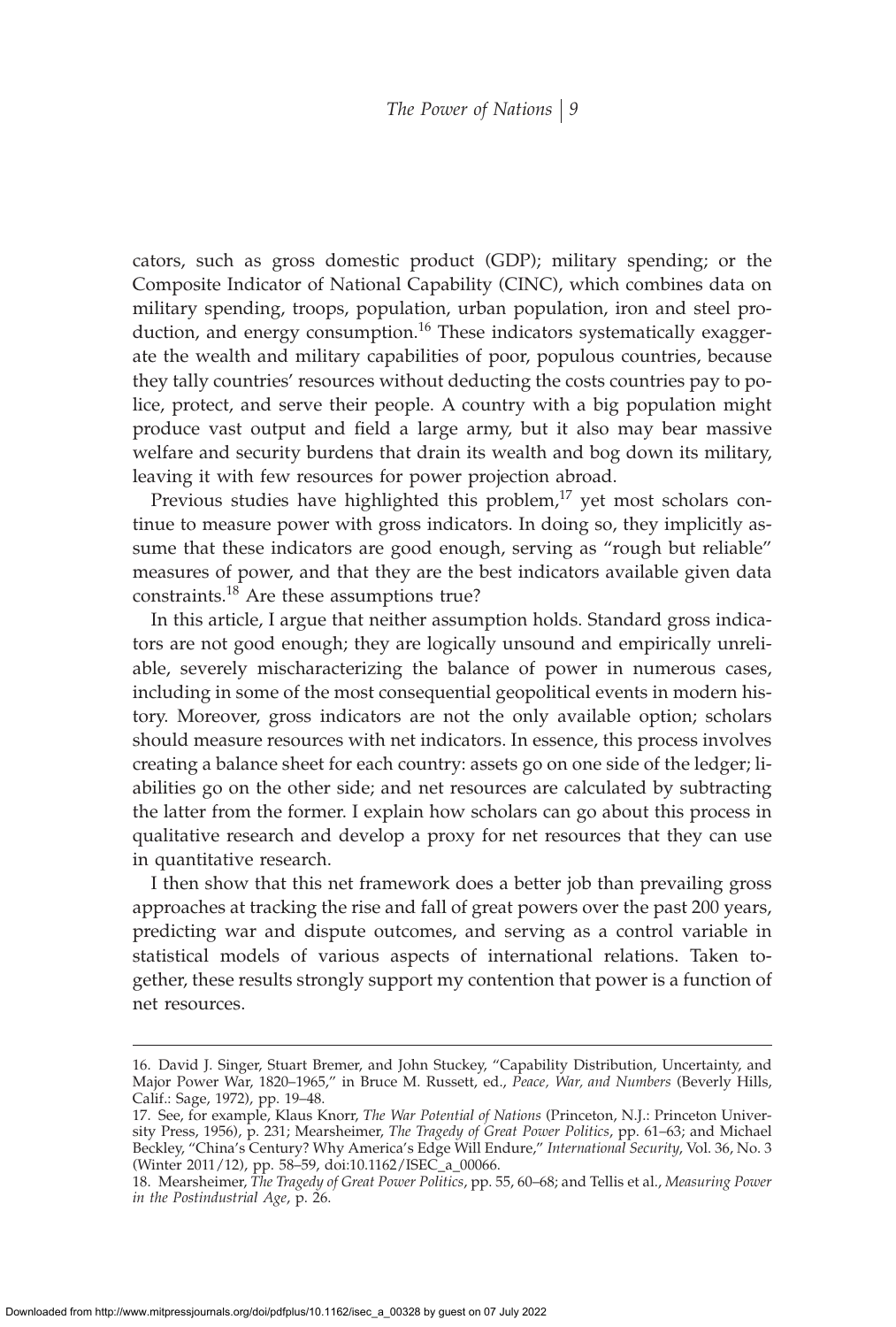cators, such as gross domestic product (GDP); military spending; or the Composite Indicator of National Capability (CINC), which combines data on military spending, troops, population, urban population, iron and steel production, and energy consumption.[16] These indicators systematically exaggerate the wealth and military capabilities of poor, populous countries, because they tally countries' resources without deducting the costs countries pay to police, protect, and serve their people. A country with a big population might produce vast output and field a large army, but it also may bear massive welfare and security burdens that drain its wealth and bog down its military, leaving it with few resources for power projection abroad.

Previous studies have highlighted this problem,[17] yet most scholars continue to measure power with gross indicators. In doing so, they implicitly assume that these indicators are good enough, serving as "rough but reliable" measures of power, and that they are the best indicators available given data constraints.[18] Are these assumptions true?

In this article, I argue that neither assumption holds. Standard gross indicators are not good enough; they are logically unsound and empirically unreliable, severely mischaracterizing the balance of power in numerous cases, including in some of the most consequential geopolitical events in modern history. Moreover, gross indicators are not the only available option; scholars should measure resources with net indicators. In essence, this process involves creating a balance sheet for each country: assets go on one side of the ledger; liabilities go on the other side; and net resources are calculated by subtracting the latter from the former. I explain how scholars can go about this process in qualitative research and develop a proxy for net resources that they can use in quantitative research.

I then show that this net framework does a better job than prevailing gross approaches at tracking the rise and fall of great powers over the past 200 years, predicting war and dispute outcomes, and serving as a control variable in statistical models of various aspects of international relations. Taken together, these results strongly support my contention that power is a function of net resources.

---

16. David J. Singer, Stuart Bremer, and John Stuckey, "Capability Distribution, Uncertainty, and Major Power War, 1820–1965," in Bruce M. Russett, ed., *Peace, War, and Numbers* (Beverly Hills, Calif.: Sage, 1972), pp. 19–48.

17. See, for example, Klaus Knorr, *The War Potential of Nations* (Princeton, N.J.: Princeton University Press, 1956), p. 231; Mearsheimer, *The Tragedy of Great Power Politics*, pp. 61–63; and Michael Beckley, "China's Century? Why America's Edge Will Endure," *International Security*, Vol. 36, No. 3 (Winter 2011/12), pp. 58–59, doi:10.1162/ISEC_a_00066.

18. Mearsheimer, *The Tragedy of Great Power Politics*, pp. 55, 60–68; and Tellis et al., *Measuring Power in the Postindustrial Age*, p. 26.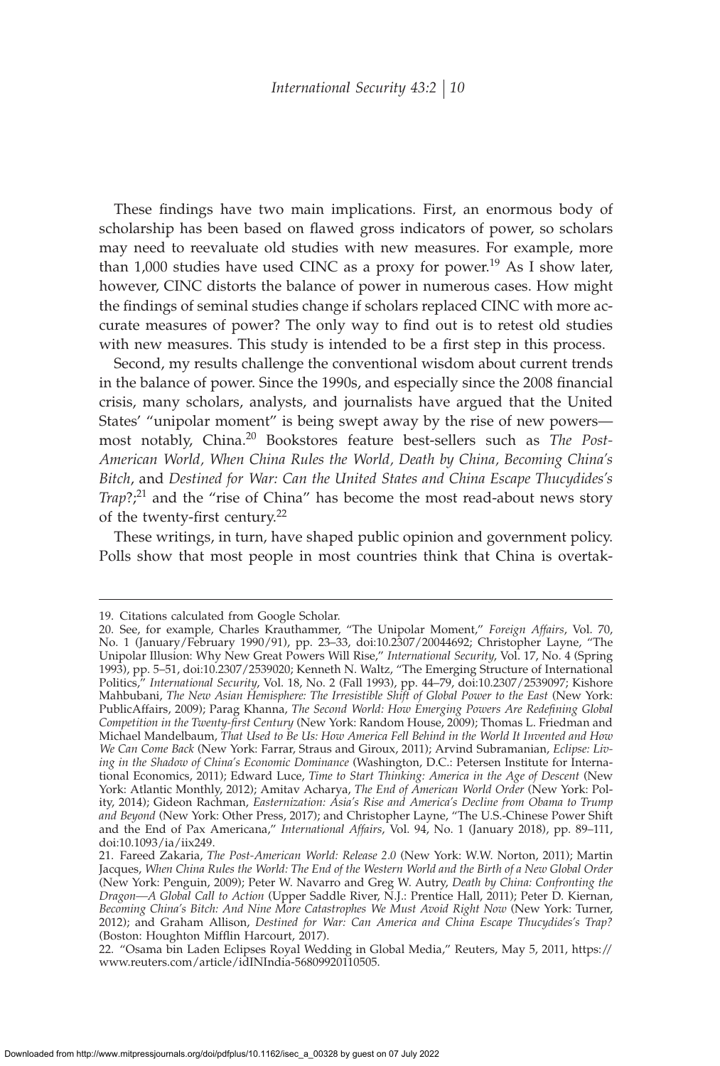These findings have two main implications. First, an enormous body of scholarship has been based on flawed gross indicators of power, so scholars may need to reevaluate old studies with new measures. For example, more than 1,000 studies have used CINC as a proxy for power.[19] As I show later, however, CINC distorts the balance of power in numerous cases. How might the findings of seminal studies change if scholars replaced CINC with more accurate measures of power? The only way to find out is to retest old studies with new measures. This study is intended to be a first step in this process.

Second, my results challenge the conventional wisdom about current trends in the balance of power. Since the 1990s, and especially since the 2008 financial crisis, many scholars, analysts, and journalists have argued that the United States' "unipolar moment" is being swept away by the rise of new powers—most notably, China.[20] Bookstores feature best-sellers such as *The Post-American World, When China Rules the World, Death by China, Becoming China's Bitch*, and *Destined for War: Can the United States and China Escape Thucydides's Trap*?;[21] and the "rise of China" has become the most read-about news story of the twenty-first century.[22]

These writings, in turn, have shaped public opinion and government policy. Polls show that most people in most countries think that China is overtak-

---

19. Citations calculated from Google Scholar.

20. See, for example, Charles Krauthammer, "The Unipolar Moment," *Foreign Affairs*, Vol. 70, No. 1 (January/February 1990/91), pp. 23–33, doi:10.2307/20044692; Christopher Layne, "The Unipolar Illusion: Why New Great Powers Will Rise," *International Security*, Vol. 17, No. 4 (Spring 1993), pp. 5–51, doi:10.2307/2539020; Kenneth N. Waltz, "The Emerging Structure of International Politics," *International Security*, Vol. 18, No. 2 (Fall 1993), pp. 44–79, doi:10.2307/2539097; Kishore Mahbubani, *The New Asian Hemisphere: The Irresistible Shift of Global Power to the East* (New York: PublicAffairs, 2009); Parag Khanna, *The Second World: How Emerging Powers Are Redefining Global Competition in the Twenty-first Century* (New York: Random House, 2009); Thomas L. Friedman and Michael Mandelbaum, *That Used to Be Us: How America Fell Behind in the World It Invented and How We Can Come Back* (New York: Farrar, Straus and Giroux, 2011); Arvind Subramanian, *Eclipse: Living in the Shadow of China's Economic Dominance* (Washington, D.C.: Petersen Institute for International Economics, 2011); Edward Luce, *Time to Start Thinking: America in the Age of Descent* (New York: Atlantic Monthly, 2012); Amitav Acharya, *The End of American World Order* (New York: Polity, 2014); Gideon Rachman, *Easternization: Asia's Rise and America's Decline from Obama to Trump and Beyond* (New York: Other Press, 2017); and Christopher Layne, "The U.S.-Chinese Power Shift and the End of Pax Americana," *International Affairs*, Vol. 94, No. 1 (January 2018), pp. 89–111, doi:10.1093/ia/iix249.

21. Fareed Zakaria, *The Post-American World: Release 2.0* (New York: W.W. Norton, 2011); Martin Jacques, *When China Rules the World: The End of the Western World and the Birth of a New Global Order* (New York: Penguin, 2009); Peter W. Navarro and Greg W. Autry, *Death by China: Confronting the Dragon—A Global Call to Action* (Upper Saddle River, N.J.: Prentice Hall, 2011); Peter D. Kiernan, *Becoming China's Bitch: And Nine More Catastrophes We Must Avoid Right Now* (New York: Turner, 2012); and Graham Allison, *Destined for War: Can America and China Escape Thucydides's Trap?* (Boston: Houghton Mifflin Harcourt, 2017).

22. "Osama bin Laden Eclipses Royal Wedding in Global Media," Reuters, May 5, 2011, https://www.reuters.com/article/idINIndia-56809920110505.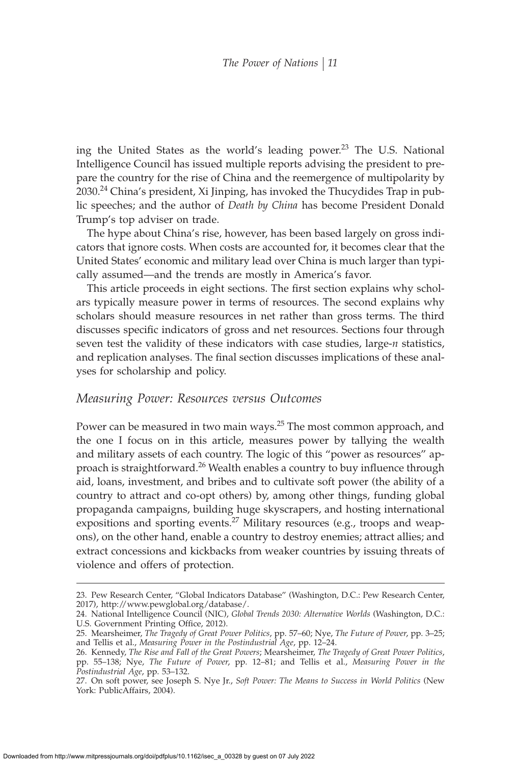ing the United States as the world's leading power.[23] The U.S. National Intelligence Council has issued multiple reports advising the president to prepare the country for the rise of China and the reemergence of multipolarity by 2030.[24] China's president, Xi Jinping, has invoked the Thucydides Trap in public speeches; and the author of *Death by China* has become President Donald Trump's top adviser on trade.

The hype about China's rise, however, has been based largely on gross indicators that ignore costs. When costs are accounted for, it becomes clear that the United States' economic and military lead over China is much larger than typically assumed—and the trends are mostly in America's favor.

This article proceeds in eight sections. The first section explains why scholars typically measure power in terms of resources. The second explains why scholars should measure resources in net rather than gross terms. The third discusses specific indicators of gross and net resources. Sections four through seven test the validity of these indicators with case studies, large-*n* statistics, and replication analyses. The final section discusses implications of these analyses for scholarship and policy.

## *Measuring Power: Resources versus Outcomes*

Power can be measured in two main ways.[25] The most common approach, and the one I focus on in this article, measures power by tallying the wealth and military assets of each country. The logic of this "power as resources" approach is straightforward.[26] Wealth enables a country to buy influence through aid, loans, investment, and bribes and to cultivate soft power (the ability of a country to attract and co-opt others) by, among other things, funding global propaganda campaigns, building huge skyscrapers, and hosting international expositions and sporting events.[27] Military resources (e.g., troops and weapons), on the other hand, enable a country to destroy enemies; attract allies; and extract concessions and kickbacks from weaker countries by issuing threats of violence and offers of protection.

---

23. Pew Research Center, "Global Indicators Database" (Washington, D.C.: Pew Research Center, 2017), http://www.pewglobal.org/database/.

24. National Intelligence Council (NIC), *Global Trends 2030: Alternative Worlds* (Washington, D.C.: U.S. Government Printing Office, 2012).

25. Mearsheimer, *The Tragedy of Great Power Politics*, pp. 57–60; Nye, *The Future of Power*, pp. 3–25; and Tellis et al., *Measuring Power in the Postindustrial Age*, pp. 12–24.

26. Kennedy, *The Rise and Fall of the Great Powers*; Mearsheimer, *The Tragedy of Great Power Politics*, pp. 55–138; Nye, *The Future of Power*, pp. 12–81; and Tellis et al., *Measuring Power in the Postindustrial Age*, pp. 53–132.

27. On soft power, see Joseph S. Nye Jr., *Soft Power: The Means to Success in World Politics* (New York: PublicAffairs, 2004).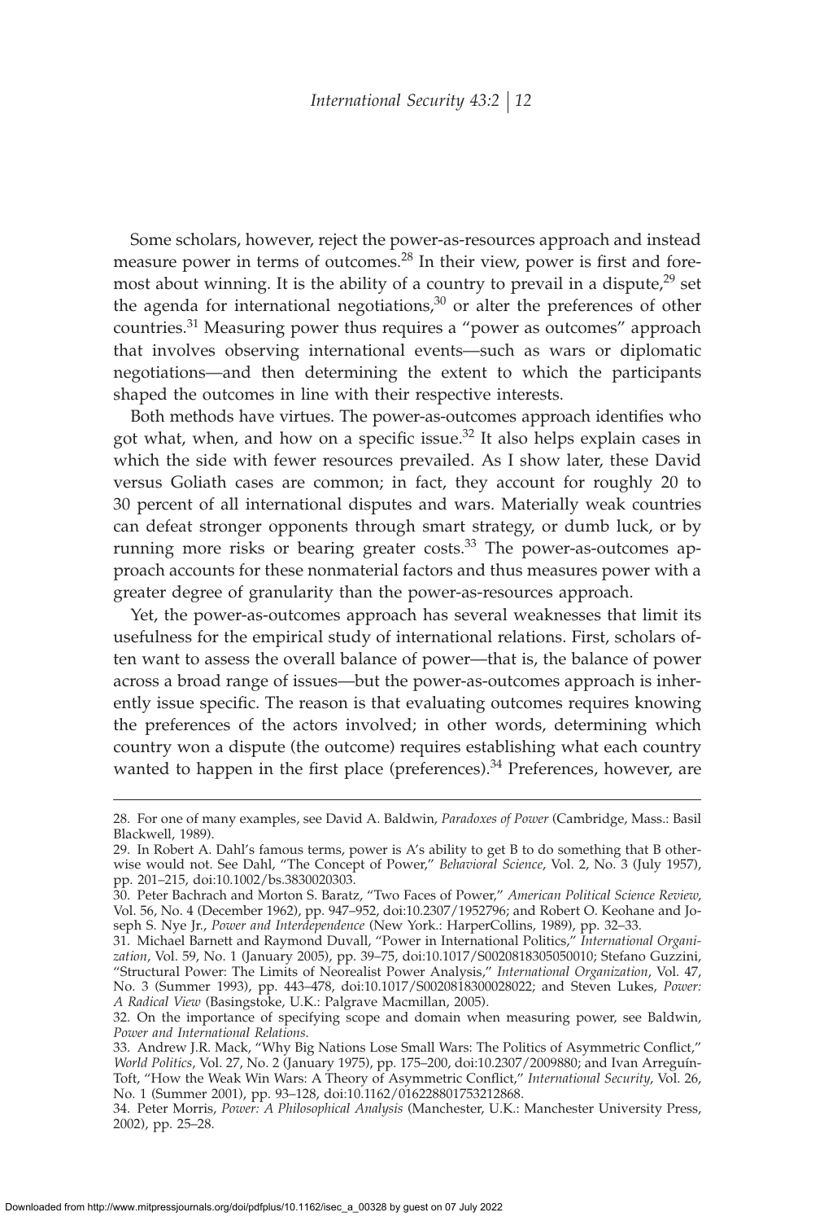Some scholars, however, reject the power-as-resources approach and instead measure power in terms of outcomes.[28] In their view, power is first and foremost about winning. It is the ability of a country to prevail in a dispute,[29] set the agenda for international negotiations,[30] or alter the preferences of other countries.[31] Measuring power thus requires a "power as outcomes" approach that involves observing international events—such as wars or diplomatic negotiations—and then determining the extent to which the participants shaped the outcomes in line with their respective interests.

Both methods have virtues. The power-as-outcomes approach identifies who got what, when, and how on a specific issue.[32] It also helps explain cases in which the side with fewer resources prevailed. As I show later, these David versus Goliath cases are common; in fact, they account for roughly 20 to 30 percent of all international disputes and wars. Materially weak countries can defeat stronger opponents through smart strategy, or dumb luck, or by running more risks or bearing greater costs.[33] The power-as-outcomes approach accounts for these nonmaterial factors and thus measures power with a greater degree of granularity than the power-as-resources approach.

Yet, the power-as-outcomes approach has several weaknesses that limit its usefulness for the empirical study of international relations. First, scholars often want to assess the overall balance of power—that is, the balance of power across a broad range of issues—but the power-as-outcomes approach is inherently issue specific. The reason is that evaluating outcomes requires knowing the preferences of the actors involved; in other words, determining which country won a dispute (the outcome) requires establishing what each country wanted to happen in the first place (preferences).[34] Preferences, however, are

---

28. For one of many examples, see David A. Baldwin, *Paradoxes of Power* (Cambridge, Mass.: Basil Blackwell, 1989).

29. In Robert A. Dahl's famous terms, power is A's ability to get B to do something that B otherwise would not. See Dahl, "The Concept of Power," *Behavioral Science*, Vol. 2, No. 3 (July 1957), pp. 201–215, doi:10.1002/bs.3830020303.

30. Peter Bachrach and Morton S. Baratz, "Two Faces of Power," *American Political Science Review*, Vol. 56, No. 4 (December 1962), pp. 947–952, doi:10.2307/1952796; and Robert O. Keohane and Joseph S. Nye Jr., *Power and Interdependence* (New York.: HarperCollins, 1989), pp. 32–33.

31. Michael Barnett and Raymond Duvall, "Power in International Politics," *International Organization*, Vol. 59, No. 1 (January 2005), pp. 39–75, doi:10.1017/S0020818305050010; Stefano Guzzini, "Structural Power: The Limits of Neorealist Power Analysis," *International Organization*, Vol. 47, No. 3 (Summer 1993), pp. 443–478, doi:10.1017/S0020818300028022; and Steven Lukes, *Power: A Radical View* (Basingstoke, U.K.: Palgrave Macmillan, 2005).

32. On the importance of specifying scope and domain when measuring power, see Baldwin, *Power and International Relations*.

33. Andrew J.R. Mack, "Why Big Nations Lose Small Wars: The Politics of Asymmetric Conflict," *World Politics*, Vol. 27, No. 2 (January 1975), pp. 175–200, doi:10.2307/2009880; and Ivan Arreguín-Toft, "How the Weak Win Wars: A Theory of Asymmetric Conflict," *International Security*, Vol. 26, No. 1 (Summer 2001), pp. 93–128, doi:10.1162/016228801753212868.

34. Peter Morris, *Power: A Philosophical Analysis* (Manchester, U.K.: Manchester University Press, 2002), pp. 25–28.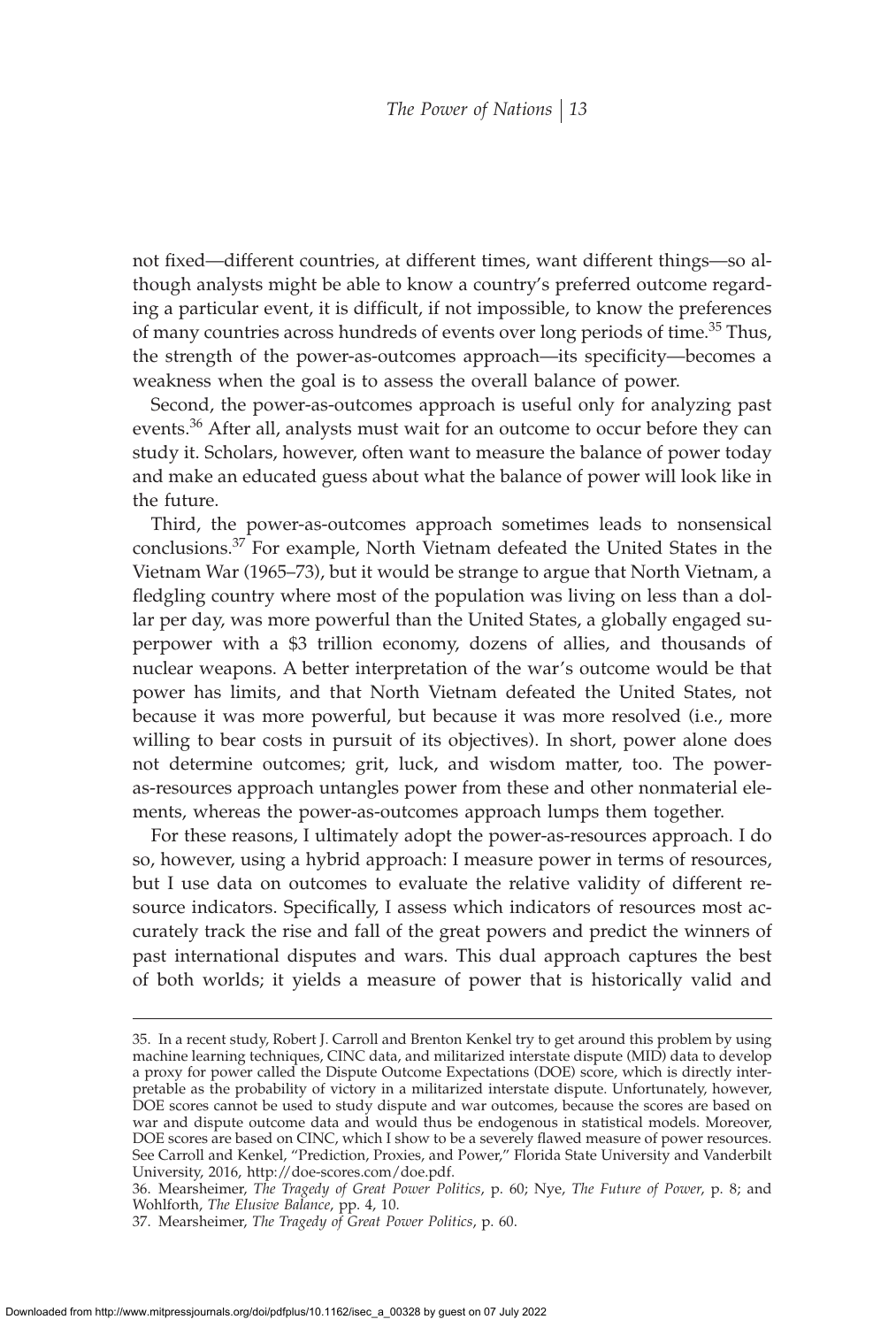not fixed—different countries, at different times, want different things—so although analysts might be able to know a country's preferred outcome regarding a particular event, it is difficult, if not impossible, to know the preferences of many countries across hundreds of events over long periods of time.[35] Thus, the strength of the power-as-outcomes approach—its specificity—becomes a weakness when the goal is to assess the overall balance of power.

Second, the power-as-outcomes approach is useful only for analyzing past events.[36] After all, analysts must wait for an outcome to occur before they can study it. Scholars, however, often want to measure the balance of power today and make an educated guess about what the balance of power will look like in the future.

Third, the power-as-outcomes approach sometimes leads to nonsensical conclusions.[37] For example, North Vietnam defeated the United States in the Vietnam War (1965–73), but it would be strange to argue that North Vietnam, a fledgling country where most of the population was living on less than a dollar per day, was more powerful than the United States, a globally engaged superpower with a $3 trillion economy, dozens of allies, and thousands of nuclear weapons. A better interpretation of the war's outcome would be that power has limits, and that North Vietnam defeated the United States, not because it was more powerful, but because it was more resolved (i.e., more willing to bear costs in pursuit of its objectives). In short, power alone does not determine outcomes; grit, luck, and wisdom matter, too. The power-as-resources approach untangles power from these and other nonmaterial elements, whereas the power-as-outcomes approach lumps them together.

For these reasons, I ultimately adopt the power-as-resources approach. I do so, however, using a hybrid approach: I measure power in terms of resources, but I use data on outcomes to evaluate the relative validity of different resource indicators. Specifically, I assess which indicators of resources most accurately track the rise and fall of the great powers and predict the winners of past international disputes and wars. This dual approach captures the best of both worlds; it yields a measure of power that is historically valid and

35. In a recent study, Robert J. Carroll and Brenton Kenkel try to get around this problem by using machine learning techniques, CINC data, and militarized interstate dispute (MID) data to develop a proxy for power called the Dispute Outcome Expectations (DOE) score, which is directly interpretable as the probability of victory in a militarized interstate dispute. Unfortunately, however, DOE scores cannot be used to study dispute and war outcomes, because the scores are based on war and dispute outcome data and would thus be endogenous in statistical models. Moreover, DOE scores are based on CINC, which I show to be a severely flawed measure of power resources. See Carroll and Kenkel, "Prediction, Proxies, and Power," Florida State University and Vanderbilt University, 2016, http://doe-scores.com/doe.pdf.

36. Mearsheimer, *The Tragedy of Great Power Politics*, p. 60; Nye, *The Future of Power*, p. 8; and Wohlforth, *The Elusive Balance*, pp. 4, 10.

37. Mearsheimer, *The Tragedy of Great Power Politics*, p. 60.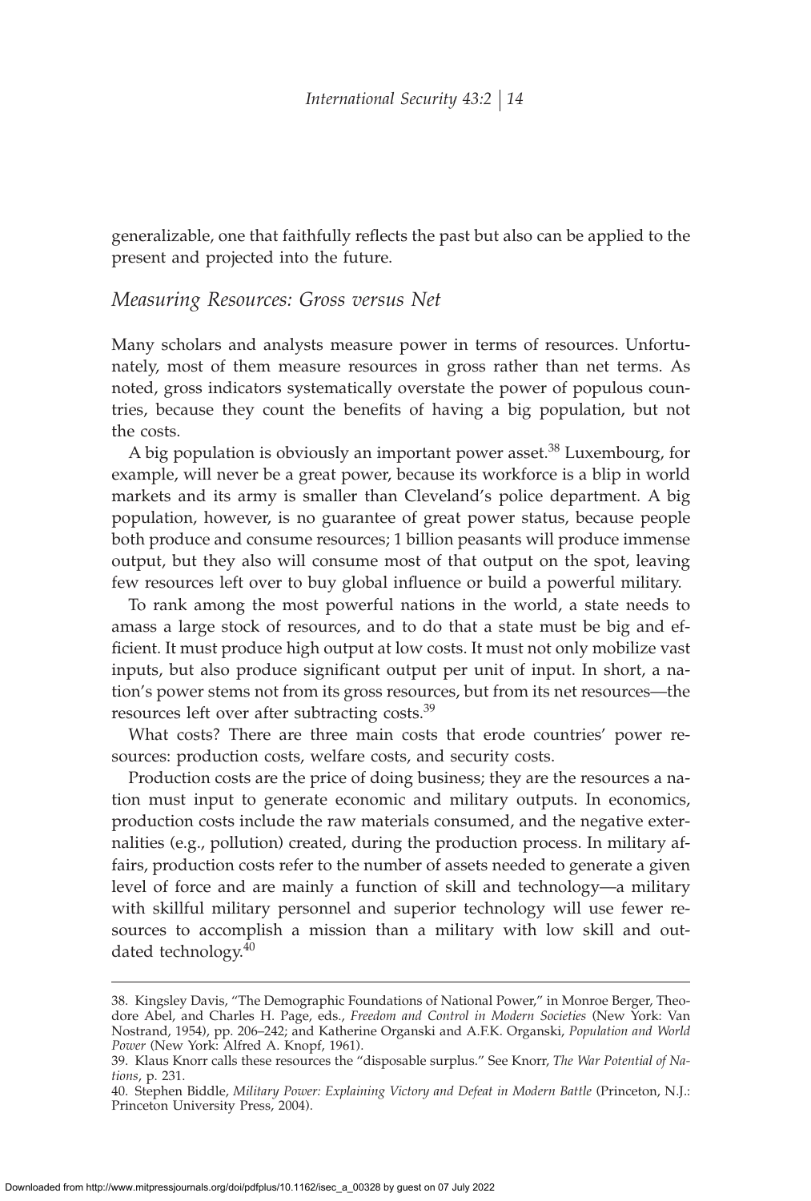generalizable, one that faithfully reflects the past but also can be applied to the present and projected into the future.

## *Measuring Resources: Gross versus Net*

Many scholars and analysts measure power in terms of resources. Unfortunately, most of them measure resources in gross rather than net terms. As noted, gross indicators systematically overstate the power of populous countries, because they count the benefits of having a big population, but not the costs.

A big population is obviously an important power asset.[38] Luxembourg, for example, will never be a great power, because its workforce is a blip in world markets and its army is smaller than Cleveland's police department. A big population, however, is no guarantee of great power status, because people both produce and consume resources; 1 billion peasants will produce immense output, but they also will consume most of that output on the spot, leaving few resources left over to buy global influence or build a powerful military.

To rank among the most powerful nations in the world, a state needs to amass a large stock of resources, and to do that a state must be big and efficient. It must produce high output at low costs. It must not only mobilize vast inputs, but also produce significant output per unit of input. In short, a nation's power stems not from its gross resources, but from its net resources—the resources left over after subtracting costs.[39]

What costs? There are three main costs that erode countries' power resources: production costs, welfare costs, and security costs.

Production costs are the price of doing business; they are the resources a nation must input to generate economic and military outputs. In economics, production costs include the raw materials consumed, and the negative externalities (e.g., pollution) created, during the production process. In military affairs, production costs refer to the number of assets needed to generate a given level of force and are mainly a function of skill and technology—a military with skillful military personnel and superior technology will use fewer resources to accomplish a mission than a military with low skill and outdated technology.[40]

---

38. Kingsley Davis, "The Demographic Foundations of National Power," in Monroe Berger, Theodore Abel, and Charles H. Page, eds., *Freedom and Control in Modern Societies* (New York: Van Nostrand, 1954), pp. 206–242; and Katherine Organski and A.F.K. Organski, *Population and World Power* (New York: Alfred A. Knopf, 1961).

39. Klaus Knorr calls these resources the "disposable surplus." See Knorr, *The War Potential of Nations*, p. 231.

40. Stephen Biddle, *Military Power: Explaining Victory and Defeat in Modern Battle* (Princeton, N.J.: Princeton University Press, 2004).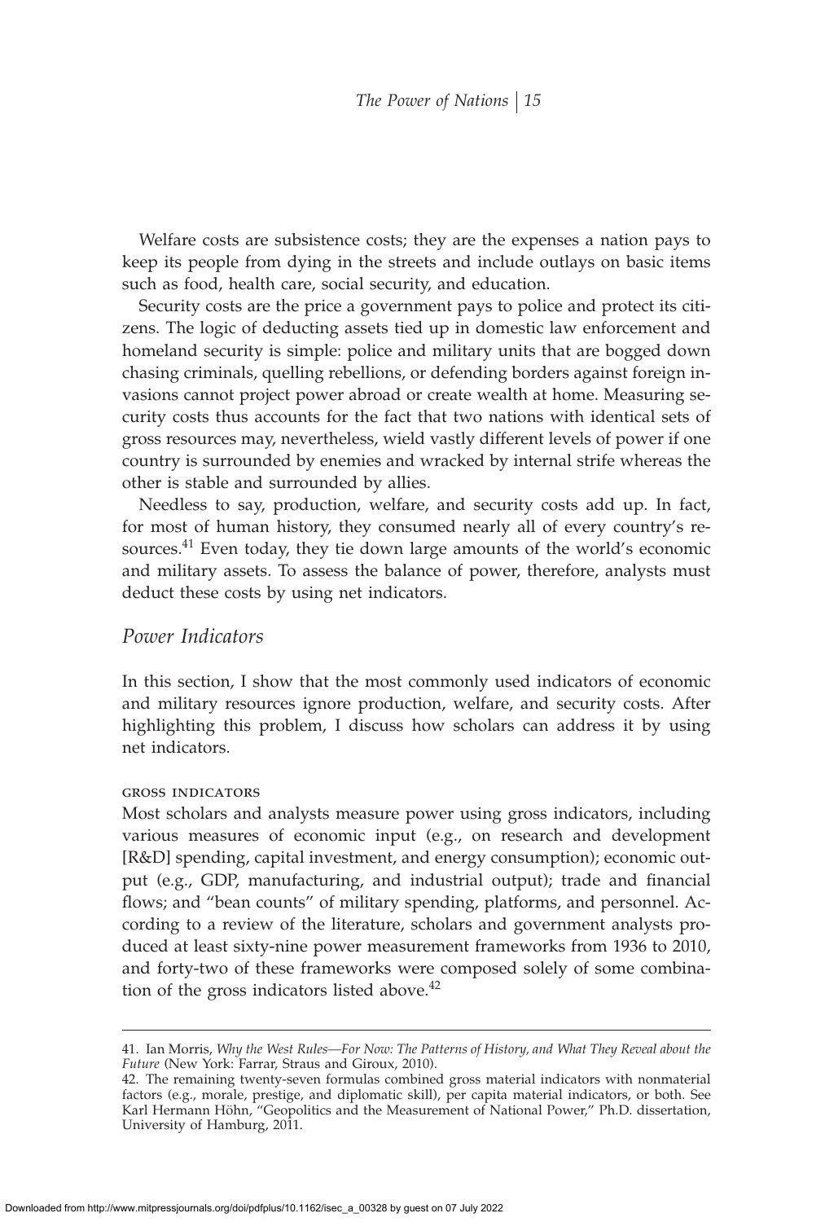Welfare costs are subsistence costs; they are the expenses a nation pays to keep its people from dying in the streets and include outlays on basic items such as food, health care, social security, and education.

Security costs are the price a government pays to police and protect its citizens. The logic of deducting assets tied up in domestic law enforcement and homeland security is simple: police and military units that are bogged down chasing criminals, quelling rebellions, or defending borders against foreign invasions cannot project power abroad or create wealth at home. Measuring security costs thus accounts for the fact that two nations with identical sets of gross resources may, nevertheless, wield vastly different levels of power if one country is surrounded by enemies and wracked by internal strife whereas the other is stable and surrounded by allies.

Needless to say, production, welfare, and security costs add up. In fact, for most of human history, they consumed nearly all of every country's resources.[41] Even today, they tie down large amounts of the world's economic and military assets. To assess the balance of power, therefore, analysts must deduct these costs by using net indicators.

## *Power Indicators*

In this section, I show that the most commonly used indicators of economic and military resources ignore production, welfare, and security costs. After highlighting this problem, I discuss how scholars can address it by using net indicators.

### GROSS INDICATORS

Most scholars and analysts measure power using gross indicators, including various measures of economic input (e.g., on research and development [R&D] spending, capital investment, and energy consumption); economic output (e.g., GDP, manufacturing, and industrial output); trade and financial flows; and "bean counts" of military spending, platforms, and personnel. According to a review of the literature, scholars and government analysts produced at least sixty-nine power measurement frameworks from 1936 to 2010, and forty-two of these frameworks were composed solely of some combination of the gross indicators listed above.[42]

---

41. Ian Morris, *Why the West Rules—For Now: The Patterns of History, and What They Reveal about the Future* (New York: Farrar, Straus and Giroux, 2010).

42. The remaining twenty-seven formulas combined gross material indicators with nonmaterial factors (e.g., morale, prestige, and diplomatic skill), per capita material indicators, or both. See Karl Hermann Höhn, "Geopolitics and the Measurement of National Power," Ph.D. dissertation, University of Hamburg, 2011.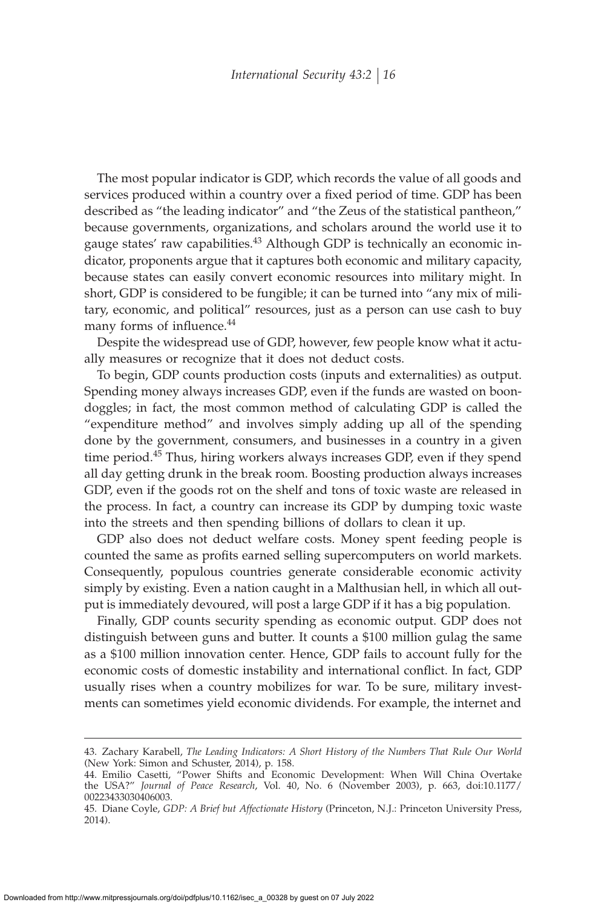The most popular indicator is GDP, which records the value of all goods and services produced within a country over a fixed period of time. GDP has been described as "the leading indicator" and "the Zeus of the statistical pantheon," because governments, organizations, and scholars around the world use it to gauge states' raw capabilities.[43] Although GDP is technically an economic indicator, proponents argue that it captures both economic and military capacity, because states can easily convert economic resources into military might. In short, GDP is considered to be fungible; it can be turned into "any mix of military, economic, and political" resources, just as a person can use cash to buy many forms of influence.[44]

Despite the widespread use of GDP, however, few people know what it actually measures or recognize that it does not deduct costs.

To begin, GDP counts production costs (inputs and externalities) as output. Spending money always increases GDP, even if the funds are wasted on boondoggles; in fact, the most common method of calculating GDP is called the "expenditure method" and involves simply adding up all of the spending done by the government, consumers, and businesses in a country in a given time period.[45] Thus, hiring workers always increases GDP, even if they spend all day getting drunk in the break room. Boosting production always increases GDP, even if the goods rot on the shelf and tons of toxic waste are released in the process. In fact, a country can increase its GDP by dumping toxic waste into the streets and then spending billions of dollars to clean it up.

GDP also does not deduct welfare costs. Money spent feeding people is counted the same as profits earned selling supercomputers on world markets. Consequently, populous countries generate considerable economic activity simply by existing. Even a nation caught in a Malthusian hell, in which all output is immediately devoured, will post a large GDP if it has a big population.

Finally, GDP counts security spending as economic output. GDP does not distinguish between guns and butter. It counts a $100 million gulag the same as a $100 million innovation center. Hence, GDP fails to account fully for the economic costs of domestic instability and international conflict. In fact, GDP usually rises when a country mobilizes for war. To be sure, military investments can sometimes yield economic dividends. For example, the internet and

43. Zachary Karabell, *The Leading Indicators: A Short History of the Numbers That Rule Our World* (New York: Simon and Schuster, 2014), p. 158.

44. Emilio Casetti, "Power Shifts and Economic Development: When Will China Overtake the USA?" *Journal of Peace Research*, Vol. 40, No. 6 (November 2003), p. 663, doi:10.1177/00223433030406003.

45. Diane Coyle, *GDP: A Brief but Affectionate History* (Princeton, N.J.: Princeton University Press, 2014).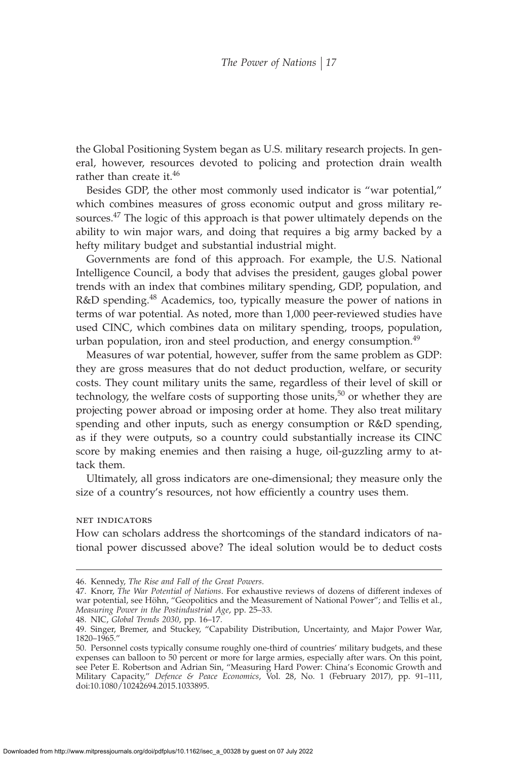the Global Positioning System began as U.S. military research projects. In general, however, resources devoted to policing and protection drain wealth rather than create it.[46]

Besides GDP, the other most commonly used indicator is "war potential," which combines measures of gross economic output and gross military resources.[47] The logic of this approach is that power ultimately depends on the ability to win major wars, and doing that requires a big army backed by a hefty military budget and substantial industrial might.

Governments are fond of this approach. For example, the U.S. National Intelligence Council, a body that advises the president, gauges global power trends with an index that combines military spending, GDP, population, and R&D spending.[48] Academics, too, typically measure the power of nations in terms of war potential. As noted, more than 1,000 peer-reviewed studies have used CINC, which combines data on military spending, troops, population, urban population, iron and steel production, and energy consumption.[49]

Measures of war potential, however, suffer from the same problem as GDP: they are gross measures that do not deduct production, welfare, or security costs. They count military units the same, regardless of their level of skill or technology, the welfare costs of supporting those units,[50] or whether they are projecting power abroad or imposing order at home. They also treat military spending and other inputs, such as energy consumption or R&D spending, as if they were outputs, so a country could substantially increase its CINC score by making enemies and then raising a huge, oil-guzzling army to attack them.

Ultimately, all gross indicators are one-dimensional; they measure only the size of a country's resources, not how efficiently a country uses them.

### net indicators

How can scholars address the shortcomings of the standard indicators of national power discussed above? The ideal solution would be to deduct costs

---

46. Kennedy, *The Rise and Fall of the Great Powers*.

47. Knorr, *The War Potential of Nations*. For exhaustive reviews of dozens of different indexes of war potential, see Höhn, "Geopolitics and the Measurement of National Power"; and Tellis et al., *Measuring Power in the Postindustrial Age*, pp. 25–33.

48. NIC, *Global Trends 2030*, pp. 16–17.

49. Singer, Bremer, and Stuckey, "Capability Distribution, Uncertainty, and Major Power War, 1820–1965."

50. Personnel costs typically consume roughly one-third of countries' military budgets, and these expenses can balloon to 50 percent or more for large armies, especially after wars. On this point, see Peter E. Robertson and Adrian Sin, "Measuring Hard Power: China's Economic Growth and Military Capacity," *Defence & Peace Economics*, Vol. 28, No. 1 (February 2017), pp. 91–111, doi:10.1080/10242694.2015.1033895.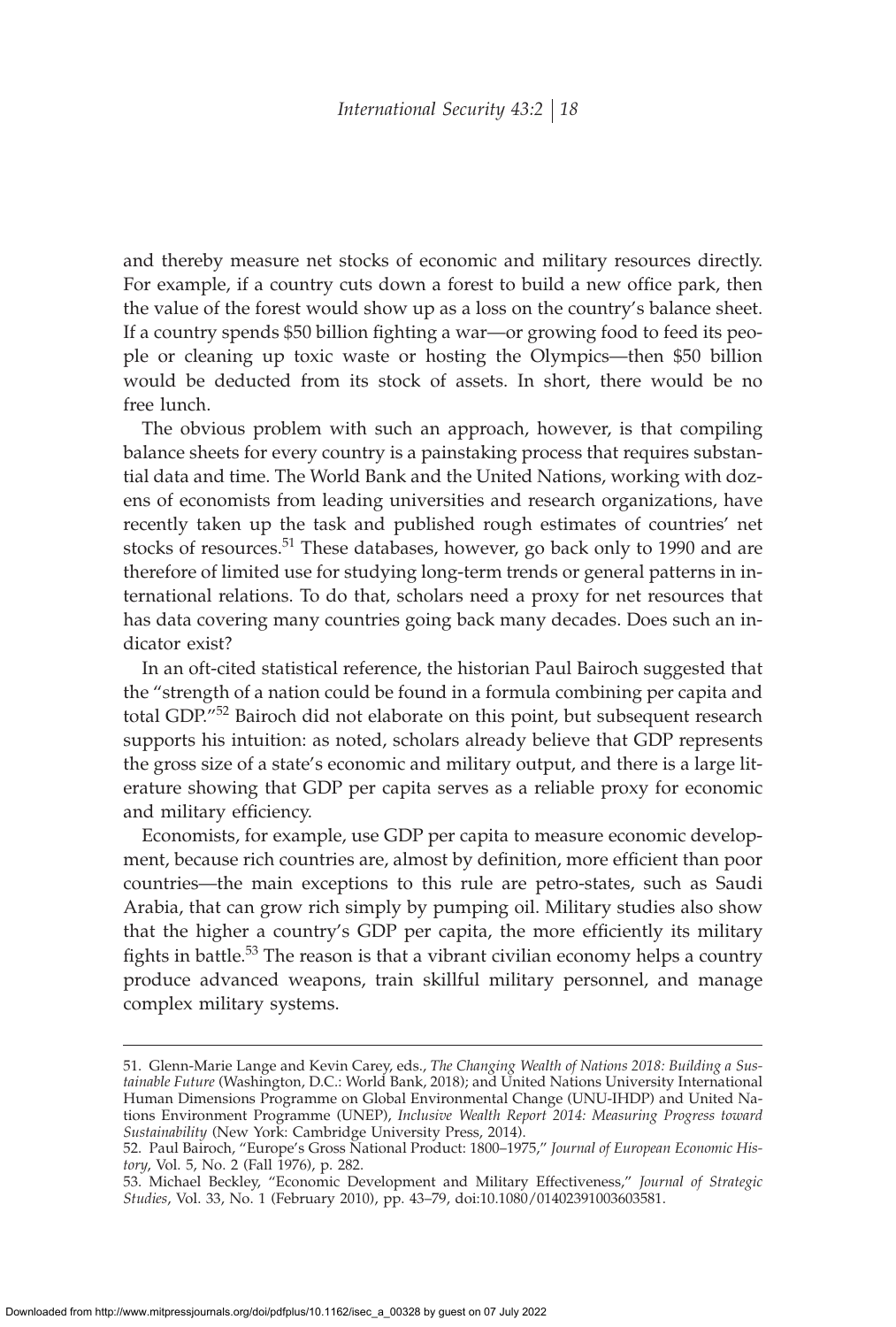and thereby measure net stocks of economic and military resources directly. For example, if a country cuts down a forest to build a new office park, then the value of the forest would show up as a loss on the country's balance sheet. If a country spends $50 billion fighting a war—or growing food to feed its people or cleaning up toxic waste or hosting the Olympics—then $50 billion would be deducted from its stock of assets. In short, there would be no free lunch.

The obvious problem with such an approach, however, is that compiling balance sheets for every country is a painstaking process that requires substantial data and time. The World Bank and the United Nations, working with dozens of economists from leading universities and research organizations, have recently taken up the task and published rough estimates of countries' net stocks of resources.[51] These databases, however, go back only to 1990 and are therefore of limited use for studying long-term trends or general patterns in international relations. To do that, scholars need a proxy for net resources that has data covering many countries going back many decades. Does such an indicator exist?

In an oft-cited statistical reference, the historian Paul Bairoch suggested that the "strength of a nation could be found in a formula combining per capita and total GDP."[52] Bairoch did not elaborate on this point, but subsequent research supports his intuition: as noted, scholars already believe that GDP represents the gross size of a state's economic and military output, and there is a large literature showing that GDP per capita serves as a reliable proxy for economic and military efficiency.

Economists, for example, use GDP per capita to measure economic development, because rich countries are, almost by definition, more efficient than poor countries—the main exceptions to this rule are petro-states, such as Saudi Arabia, that can grow rich simply by pumping oil. Military studies also show that the higher a country's GDP per capita, the more efficiently its military fights in battle.[53] The reason is that a vibrant civilian economy helps a country produce advanced weapons, train skillful military personnel, and manage complex military systems.

---

51. Glenn-Marie Lange and Kevin Carey, eds., *The Changing Wealth of Nations 2018: Building a Sustainable Future* (Washington, D.C.: World Bank, 2018); and United Nations University International Human Dimensions Programme on Global Environmental Change (UNU-IHDP) and United Nations Environment Programme (UNEP), *Inclusive Wealth Report 2014: Measuring Progress toward Sustainability* (New York: Cambridge University Press, 2014).

52. Paul Bairoch, "Europe's Gross National Product: 1800–1975," *Journal of European Economic History*, Vol. 5, No. 2 (Fall 1976), p. 282.

53. Michael Beckley, "Economic Development and Military Effectiveness," *Journal of Strategic Studies*, Vol. 33, No. 1 (February 2010), pp. 43–79, doi:10.1080/01402391003603581.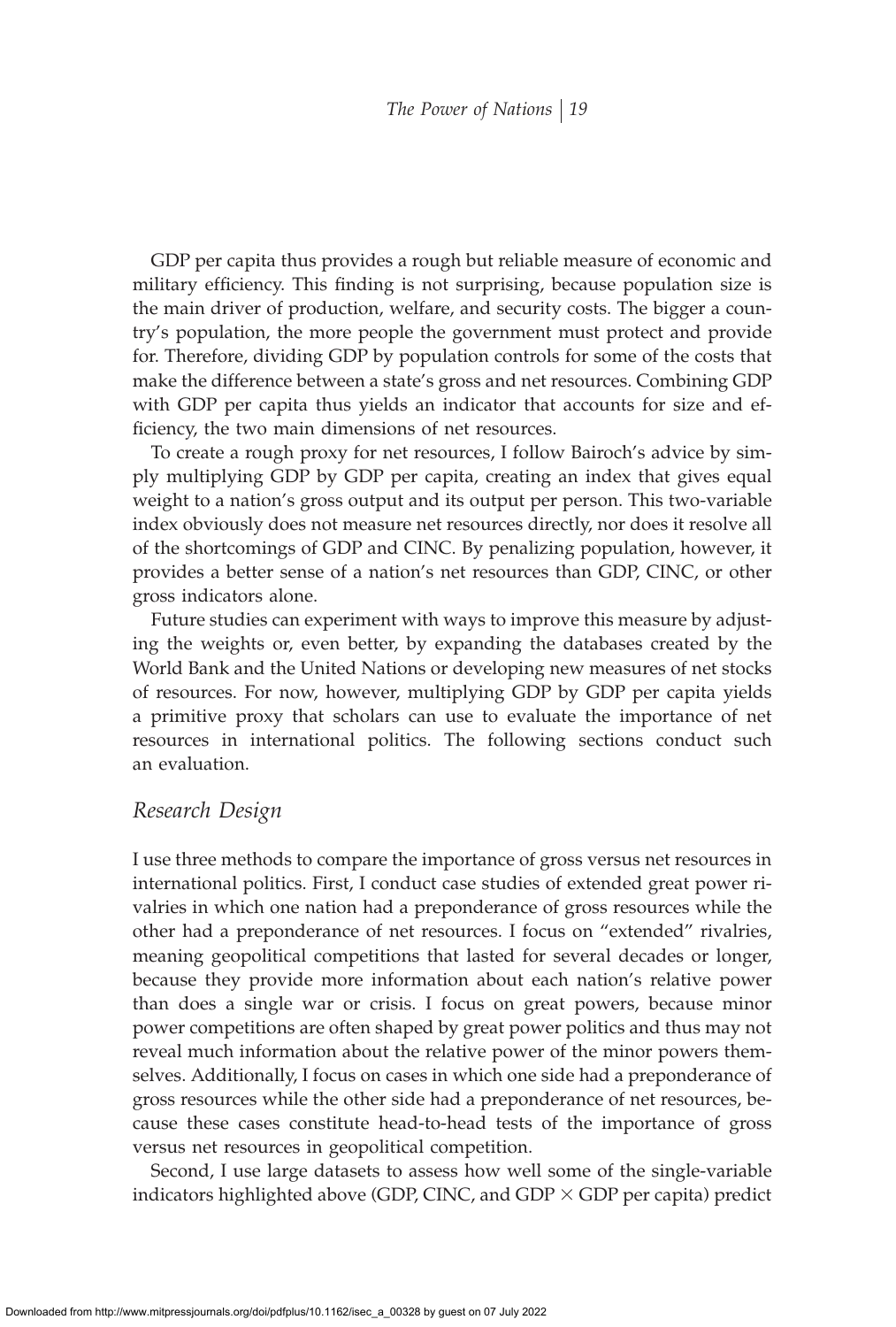GDP per capita thus provides a rough but reliable measure of economic and military efficiency. This finding is not surprising, because population size is the main driver of production, welfare, and security costs. The bigger a country's population, the more people the government must protect and provide for. Therefore, dividing GDP by population controls for some of the costs that make the difference between a state's gross and net resources. Combining GDP with GDP per capita thus yields an indicator that accounts for size and efficiency, the two main dimensions of net resources.

To create a rough proxy for net resources, I follow Bairoch's advice by simply multiplying GDP by GDP per capita, creating an index that gives equal weight to a nation's gross output and its output per person. This two-variable index obviously does not measure net resources directly, nor does it resolve all of the shortcomings of GDP and CINC. By penalizing population, however, it provides a better sense of a nation's net resources than GDP, CINC, or other gross indicators alone.

Future studies can experiment with ways to improve this measure by adjusting the weights or, even better, by expanding the databases created by the World Bank and the United Nations or developing new measures of net stocks of resources. For now, however, multiplying GDP by GDP per capita yields a primitive proxy that scholars can use to evaluate the importance of net resources in international politics. The following sections conduct such an evaluation.

## *Research Design*

I use three methods to compare the importance of gross versus net resources in international politics. First, I conduct case studies of extended great power rivalries in which one nation had a preponderance of gross resources while the other had a preponderance of net resources. I focus on "extended" rivalries, meaning geopolitical competitions that lasted for several decades or longer, because they provide more information about each nation's relative power than does a single war or crisis. I focus on great powers, because minor power competitions are often shaped by great power politics and thus may not reveal much information about the relative power of the minor powers themselves. Additionally, I focus on cases in which one side had a preponderance of gross resources while the other side had a preponderance of net resources, because these cases constitute head-to-head tests of the importance of gross versus net resources in geopolitical competition.

Second, I use large datasets to assess how well some of the single-variable indicators highlighted above (GDP, CINC, and GDP × GDP per capita) predict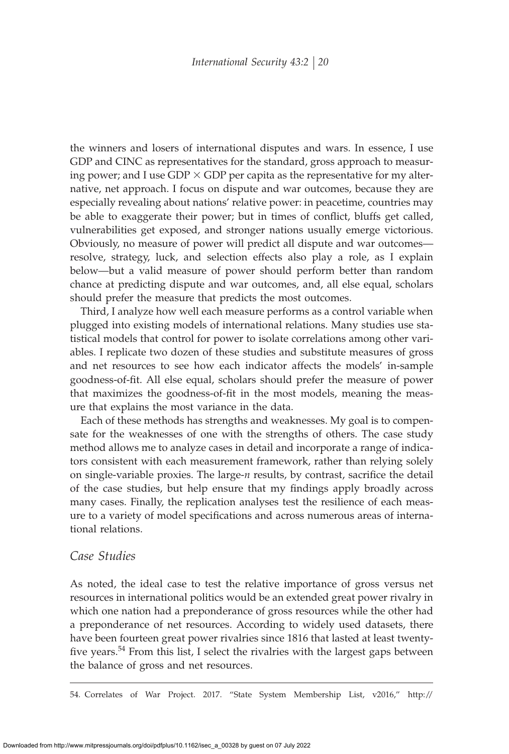the winners and losers of international disputes and wars. In essence, I use GDP and CINC as representatives for the standard, gross approach to measuring power; and I use GDP $\times$ GDP per capita as the representative for my alternative, net approach. I focus on dispute and war outcomes, because they are especially revealing about nations' relative power: in peacetime, countries may be able to exaggerate their power; but in times of conflict, bluffs get called, vulnerabilities get exposed, and stronger nations usually emerge victorious. Obviously, no measure of power will predict all dispute and war outcomes—resolve, strategy, luck, and selection effects also play a role, as I explain below—but a valid measure of power should perform better than random chance at predicting dispute and war outcomes, and, all else equal, scholars should prefer the measure that predicts the most outcomes.

Third, I analyze how well each measure performs as a control variable when plugged into existing models of international relations. Many studies use statistical models that control for power to isolate correlations among other variables. I replicate two dozen of these studies and substitute measures of gross and net resources to see how each indicator affects the models' in-sample goodness-of-fit. All else equal, scholars should prefer the measure of power that maximizes the goodness-of-fit in the most models, meaning the measure that explains the most variance in the data.

Each of these methods has strengths and weaknesses. My goal is to compensate for the weaknesses of one with the strengths of others. The case study method allows me to analyze cases in detail and incorporate a range of indicators consistent with each measurement framework, rather than relying solely on single-variable proxies. The large-*n* results, by contrast, sacrifice the detail of the case studies, but help ensure that my findings apply broadly across many cases. Finally, the replication analyses test the resilience of each measure to a variety of model specifications and across numerous areas of international relations.

## *Case Studies*

As noted, the ideal case to test the relative importance of gross versus net resources in international politics would be an extended great power rivalry in which one nation had a preponderance of gross resources while the other had a preponderance of net resources. According to widely used datasets, there have been fourteen great power rivalries since 1816 that lasted at least twenty-five years.[54] From this list, I select the rivalries with the largest gaps between the balance of gross and net resources.

54. Correlates of War Project. 2017. "State System Membership List, v2016," http://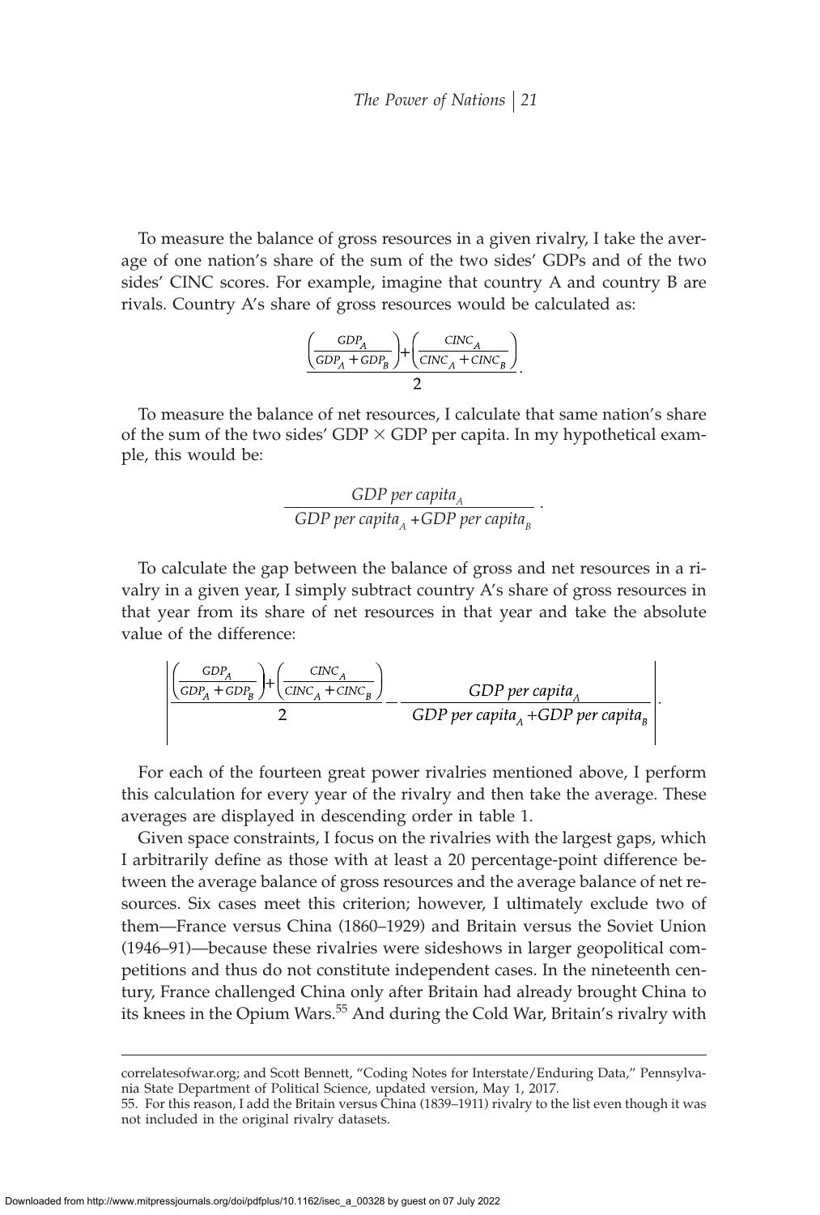To measure the balance of gross resources in a given rivalry, I take the average of one nation's share of the sum of the two sides' GDPs and of the two sides' CINC scores. For example, imagine that country A and country B are rivals. Country A's share of gross resources would be calculated as:

$$\frac{\left(\frac{GDP_A}{GDP_A + GDP_B}\right) + \left(\frac{CINC_A}{CINC_A + CINC_B}\right)}{2}.$$

To measure the balance of net resources, I calculate that same nation's share of the sum of the two sides' GDP × GDP per capita. In my hypothetical example, this would be:

$$\frac{GDP\ per\ capita_A}{GDP\ per\ capita_A + GDP\ per\ capita_B}.$$

To calculate the gap between the balance of gross and net resources in a rivalry in a given year, I simply subtract country A's share of gross resources in that year from its share of net resources in that year and take the absolute value of the difference:

$$\left| \frac{\left(\frac{GDP_A}{GDP_A + GDP_B}\right) + \left(\frac{CINC_A}{CINC_A + CINC_B}\right)}{2} - \frac{GDP\ per\ capita_A}{GDP\ per\ capita_A + GDP\ per\ capita_B} \right|.$$

For each of the fourteen great power rivalries mentioned above, I perform this calculation for every year of the rivalry and then take the average. These averages are displayed in descending order in table 1.

Given space constraints, I focus on the rivalries with the largest gaps, which I arbitrarily define as those with at least a 20 percentage-point difference between the average balance of gross resources and the average balance of net resources. Six cases meet this criterion; however, I ultimately exclude two of them—France versus China (1860–1929) and Britain versus the Soviet Union (1946–91)—because these rivalries were sideshows in larger geopolitical competitions and thus do not constitute independent cases. In the nineteenth century, France challenged China only after Britain had already brought China to its knees in the Opium Wars.[55] And during the Cold War, Britain's rivalry with

---

correlatesofwar.org; and Scott Bennett, "Coding Notes for Interstate/Enduring Data," Pennsylvania State Department of Political Science, updated version, May 1, 2017.

55. For this reason, I add the Britain versus China (1839–1911) rivalry to the list even though it was not included in the original rivalry datasets.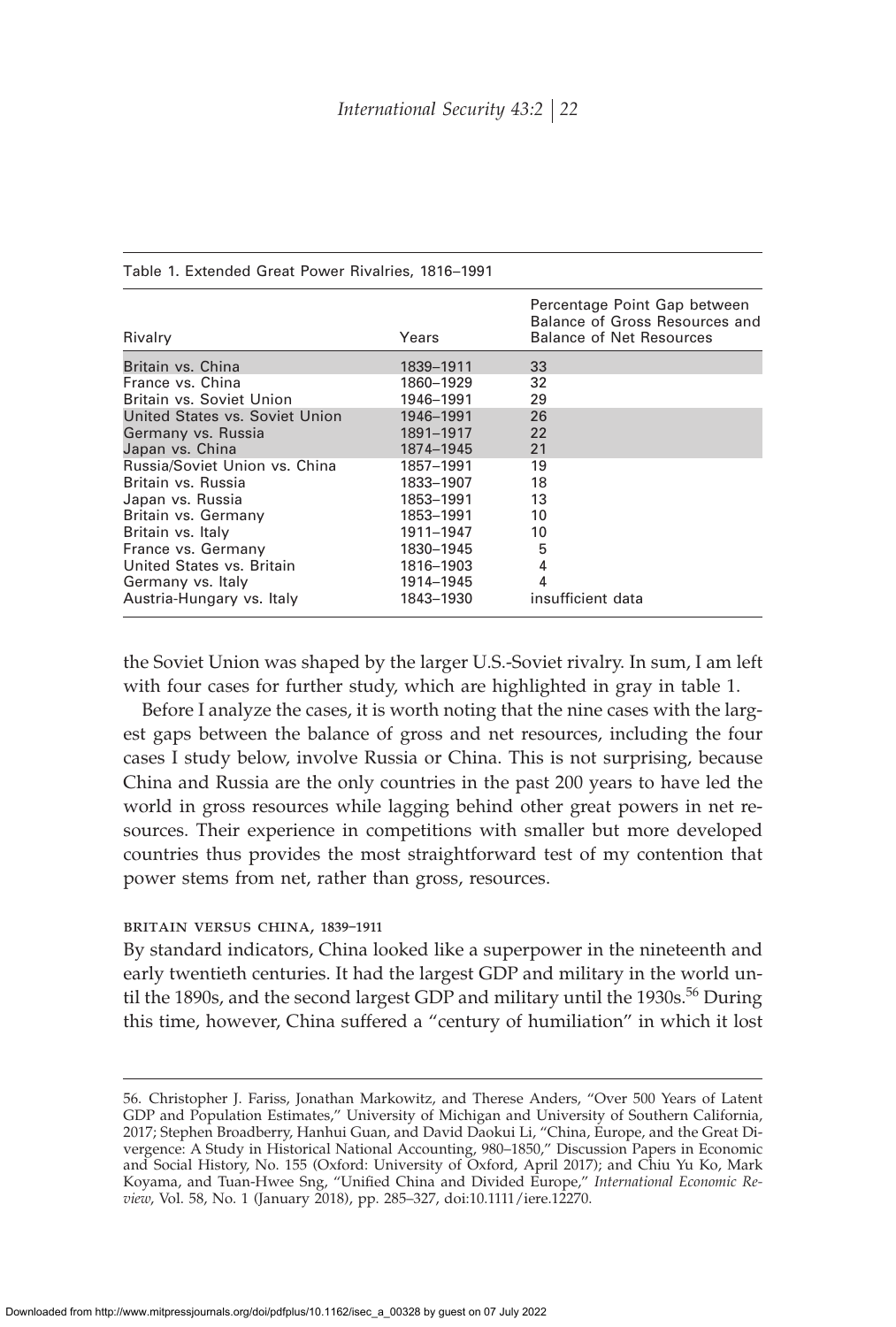Table 1. Extended Great Power Rivalries, 1816–1991

| Rivalry | Years | Percentage Point Gap between Balance of Gross Resources and Balance of Net Resources |
|---|---|---|
| Britain vs. China | 1839–1911 | 33 |
| France vs. China | 1860–1929 | 32 |
| Britain vs. Soviet Union | 1946–1991 | 29 |
| United States vs. Soviet Union | 1946–1991 | 26 |
| Germany vs. Russia | 1891–1917 | 22 |
| Japan vs. China | 1874–1945 | 21 |
| Russia/Soviet Union vs. China | 1857–1991 | 19 |
| Britain vs. Russia | 1833–1907 | 18 |
| Japan vs. Russia | 1853–1991 | 13 |
| Britain vs. Germany | 1853–1991 | 10 |
| Britain vs. Italy | 1911–1947 | 10 |
| France vs. Germany | 1830–1945 | 5 |
| United States vs. Britain | 1816–1903 | 4 |
| Germany vs. Italy | 1914–1945 | 4 |
| Austria-Hungary vs. Italy | 1843–1930 | insufficient data |

the Soviet Union was shaped by the larger U.S.-Soviet rivalry. In sum, I am left with four cases for further study, which are highlighted in gray in table 1.

Before I analyze the cases, it is worth noting that the nine cases with the largest gaps between the balance of gross and net resources, including the four cases I study below, involve Russia or China. This is not surprising, because China and Russia are the only countries in the past 200 years to have led the world in gross resources while lagging behind other great powers in net resources. Their experience in competitions with smaller but more developed countries thus provides the most straightforward test of my contention that power stems from net, rather than gross, resources.

### BRITAIN VERSUS CHINA, 1839–1911

By standard indicators, China looked like a superpower in the nineteenth and early twentieth centuries. It had the largest GDP and military in the world until the 1890s, and the second largest GDP and military until the 1930s.[56] During this time, however, China suffered a "century of humiliation" in which it lost

56. Christopher J. Fariss, Jonathan Markowitz, and Therese Anders, "Over 500 Years of Latent GDP and Population Estimates," University of Michigan and University of Southern California, 2017; Stephen Broadberry, Hanhui Guan, and David Daokui Li, "China, Europe, and the Great Divergence: A Study in Historical National Accounting, 980–1850," Discussion Papers in Economic and Social History, No. 155 (Oxford: University of Oxford, April 2017); and Chiu Yu Ko, Mark Koyama, and Tuan-Hwee Sng, "Unified China and Divided Europe," *International Economic Review*, Vol. 58, No. 1 (January 2018), pp. 285–327, doi:10.1111/iere.12270.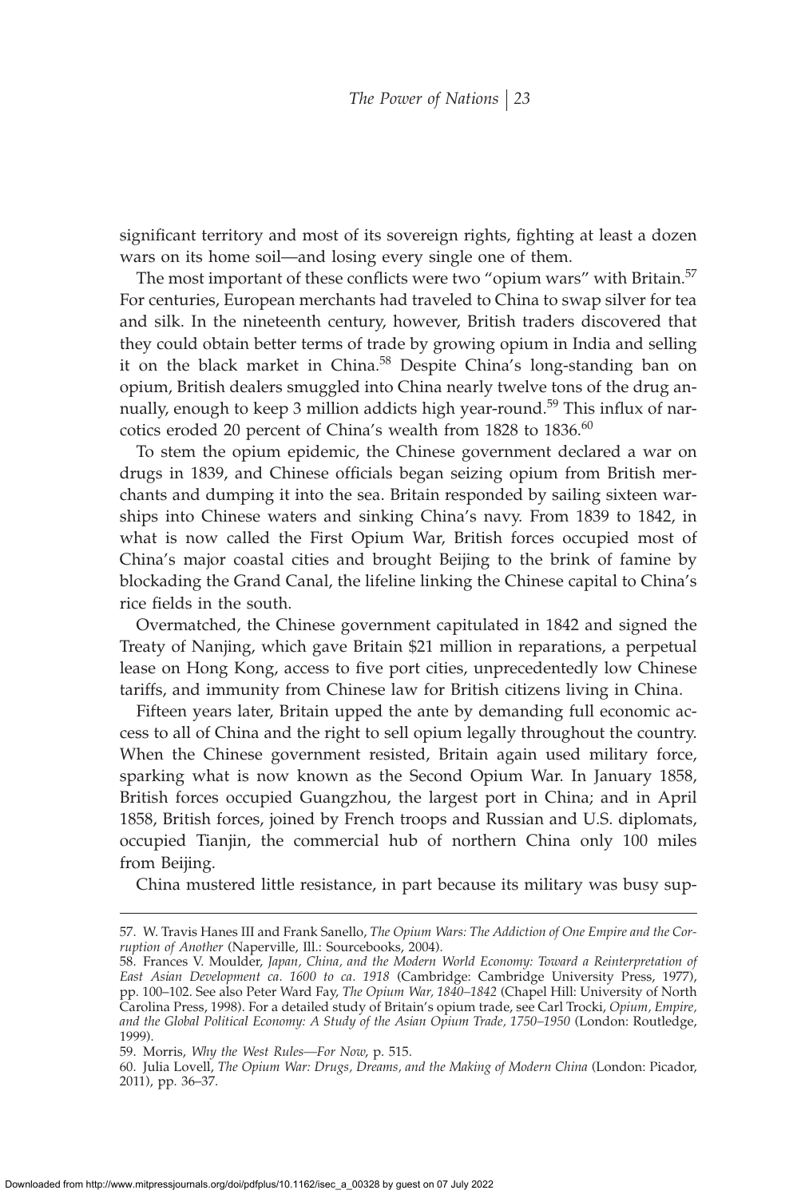significant territory and most of its sovereign rights, fighting at least a dozen wars on its home soil—and losing every single one of them.

The most important of these conflicts were two "opium wars" with Britain.[57] For centuries, European merchants had traveled to China to swap silver for tea and silk. In the nineteenth century, however, British traders discovered that they could obtain better terms of trade by growing opium in India and selling it on the black market in China.[58] Despite China's long-standing ban on opium, British dealers smuggled into China nearly twelve tons of the drug annually, enough to keep 3 million addicts high year-round.[59] This influx of narcotics eroded 20 percent of China's wealth from 1828 to 1836.[60]

To stem the opium epidemic, the Chinese government declared a war on drugs in 1839, and Chinese officials began seizing opium from British merchants and dumping it into the sea. Britain responded by sailing sixteen warships into Chinese waters and sinking China's navy. From 1839 to 1842, in what is now called the First Opium War, British forces occupied most of China's major coastal cities and brought Beijing to the brink of famine by blockading the Grand Canal, the lifeline linking the Chinese capital to China's rice fields in the south.

Overmatched, the Chinese government capitulated in 1842 and signed the Treaty of Nanjing, which gave Britain $21 million in reparations, a perpetual lease on Hong Kong, access to five port cities, unprecedentedly low Chinese tariffs, and immunity from Chinese law for British citizens living in China.

Fifteen years later, Britain upped the ante by demanding full economic access to all of China and the right to sell opium legally throughout the country. When the Chinese government resisted, Britain again used military force, sparking what is now known as the Second Opium War. In January 1858, British forces occupied Guangzhou, the largest port in China; and in April 1858, British forces, joined by French troops and Russian and U.S. diplomats, occupied Tianjin, the commercial hub of northern China only 100 miles from Beijing.

China mustered little resistance, in part because its military was busy sup-

---

57. W. Travis Hanes III and Frank Sanello, *The Opium Wars: The Addiction of One Empire and the Corruption of Another* (Naperville, Ill.: Sourcebooks, 2004).

58. Frances V. Moulder, *Japan, China, and the Modern World Economy: Toward a Reinterpretation of East Asian Development ca. 1600 to ca. 1918* (Cambridge: Cambridge University Press, 1977), pp. 100–102. See also Peter Ward Fay, *The Opium War, 1840–1842* (Chapel Hill: University of North Carolina Press, 1998). For a detailed study of Britain's opium trade, see Carl Trocki, *Opium, Empire, and the Global Political Economy: A Study of the Asian Opium Trade, 1750–1950* (London: Routledge, 1999).

59. Morris, *Why the West Rules—For Now*, p. 515.

60. Julia Lovell, *The Opium War: Drugs, Dreams, and the Making of Modern China* (London: Picador, 2011), pp. 36–37.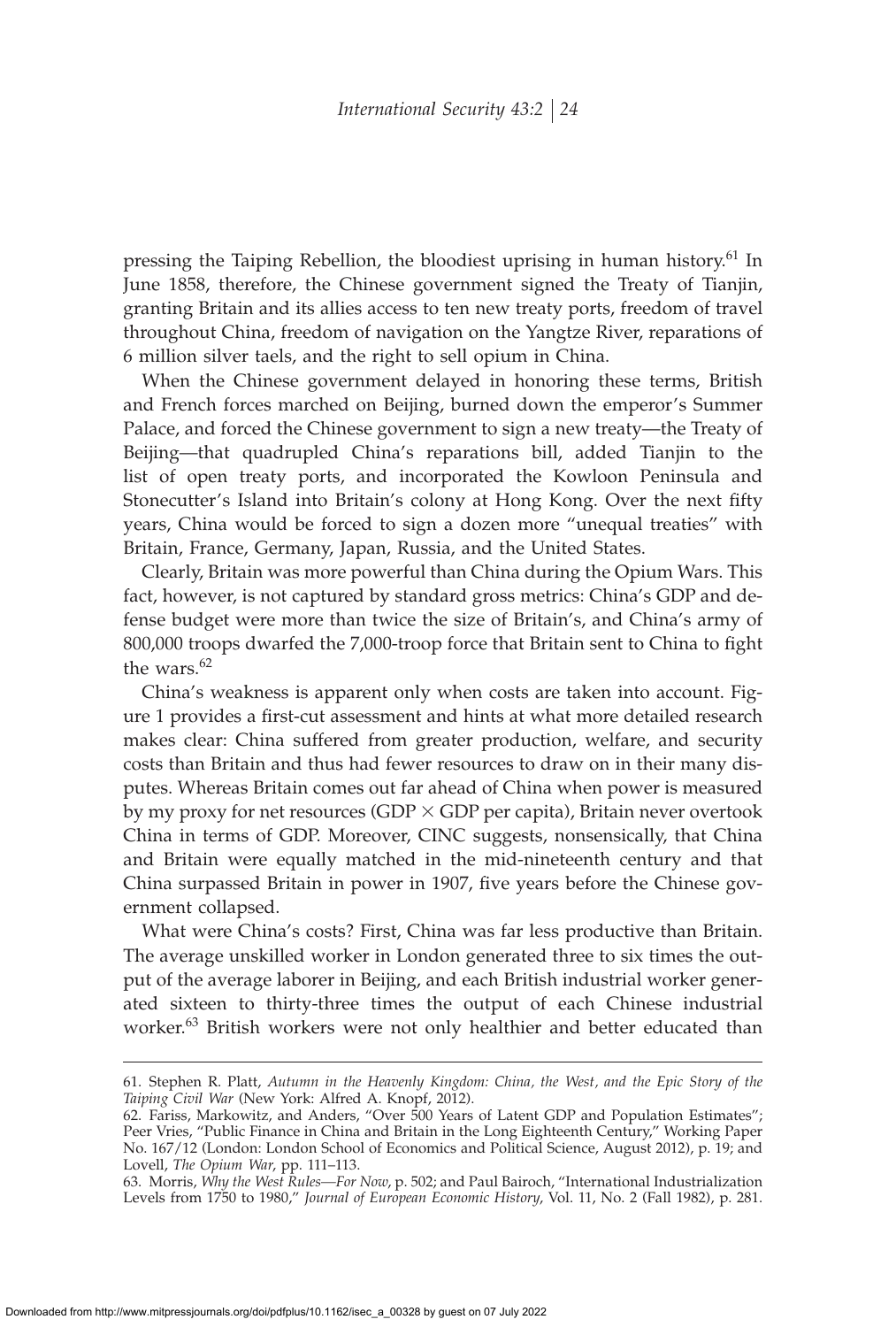pressing the Taiping Rebellion, the bloodiest uprising in human history.[61] In June 1858, therefore, the Chinese government signed the Treaty of Tianjin, granting Britain and its allies access to ten new treaty ports, freedom of travel throughout China, freedom of navigation on the Yangtze River, reparations of 6 million silver taels, and the right to sell opium in China.

When the Chinese government delayed in honoring these terms, British and French forces marched on Beijing, burned down the emperor's Summer Palace, and forced the Chinese government to sign a new treaty—the Treaty of Beijing—that quadrupled China's reparations bill, added Tianjin to the list of open treaty ports, and incorporated the Kowloon Peninsula and Stonecutter's Island into Britain's colony at Hong Kong. Over the next fifty years, China would be forced to sign a dozen more "unequal treaties" with Britain, France, Germany, Japan, Russia, and the United States.

Clearly, Britain was more powerful than China during the Opium Wars. This fact, however, is not captured by standard gross metrics: China's GDP and defense budget were more than twice the size of Britain's, and China's army of 800,000 troops dwarfed the 7,000-troop force that Britain sent to China to fight the wars.[62]

China's weakness is apparent only when costs are taken into account. Figure 1 provides a first-cut assessment and hints at what more detailed research makes clear: China suffered from greater production, welfare, and security costs than Britain and thus had fewer resources to draw on in their many disputes. Whereas Britain comes out far ahead of China when power is measured by my proxy for net resources (GDP $\times$ GDP per capita), Britain never overtook China in terms of GDP. Moreover, CINC suggests, nonsensically, that China and Britain were equally matched in the mid-nineteenth century and that China surpassed Britain in power in 1907, five years before the Chinese government collapsed.

What were China's costs? First, China was far less productive than Britain. The average unskilled worker in London generated three to six times the output of the average laborer in Beijing, and each British industrial worker generated sixteen to thirty-three times the output of each Chinese industrial worker.[63] British workers were not only healthier and better educated than

---

61. Stephen R. Platt, *Autumn in the Heavenly Kingdom: China, the West, and the Epic Story of the Taiping Civil War* (New York: Alfred A. Knopf, 2012).

62. Fariss, Markowitz, and Anders, "Over 500 Years of Latent GDP and Population Estimates"; Peer Vries, "Public Finance in China and Britain in the Long Eighteenth Century," Working Paper No. 167/12 (London: London School of Economics and Political Science, August 2012), p. 19; and Lovell, *The Opium War*, pp. 111–113.

63. Morris, *Why the West Rules—For Now*, p. 502; and Paul Bairoch, "International Industrialization Levels from 1750 to 1980," *Journal of European Economic History*, Vol. 11, No. 2 (Fall 1982), p. 281.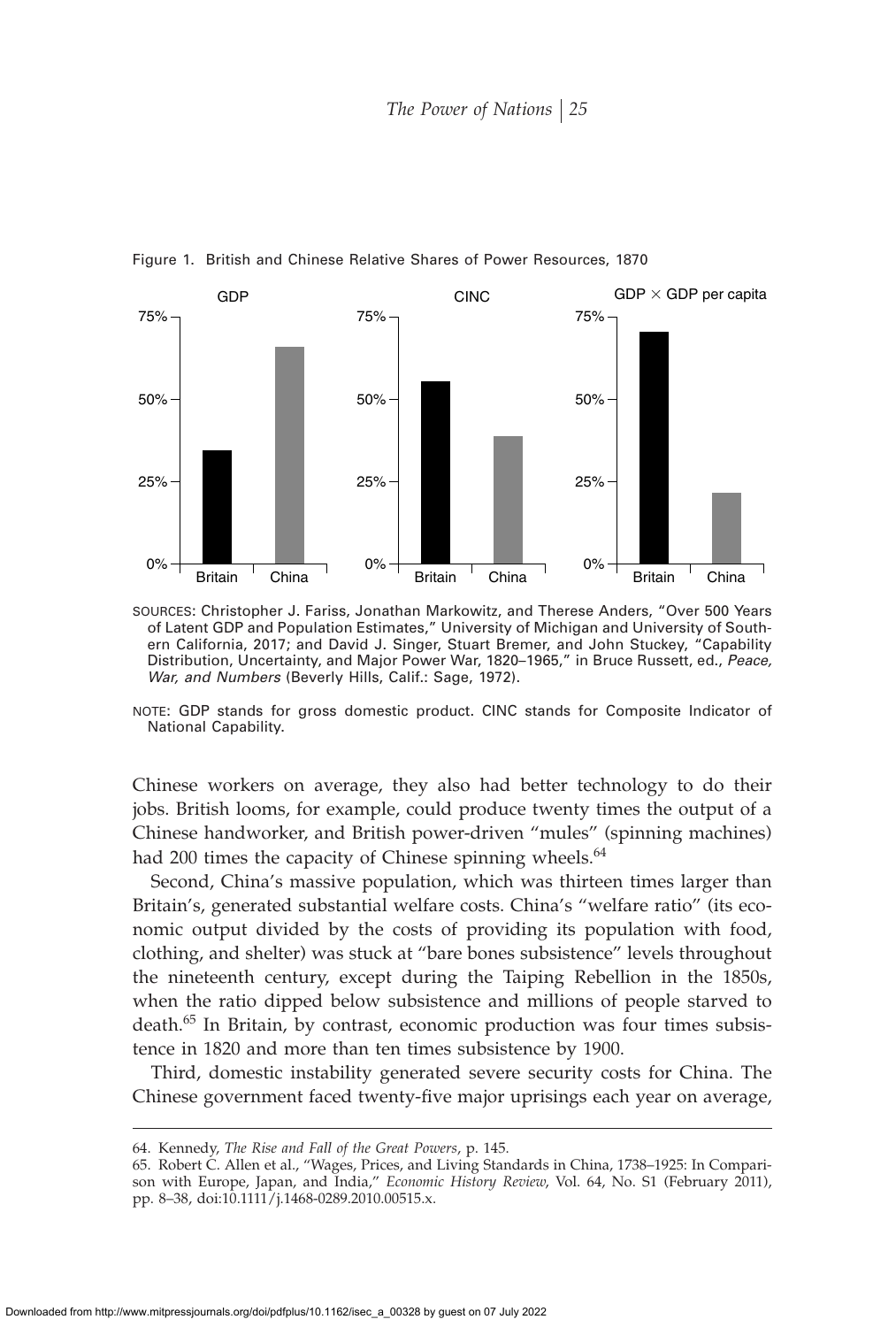Figure 1. British and Chinese Relative Shares of Power Resources, 1870

SOURCES: Christopher J. Fariss, Jonathan Markowitz, and Therese Anders, "Over 500 Years of Latent GDP and Population Estimates," University of Michigan and University of Southern California, 2017; and David J. Singer, Stuart Bremer, and John Stuckey, "Capability Distribution, Uncertainty, and Major Power War, 1820–1965," in Bruce Russett, ed., *Peace, War, and Numbers* (Beverly Hills, Calif.: Sage, 1972).

NOTE: GDP stands for gross domestic product. CINC stands for Composite Indicator of National Capability.

Chinese workers on average, they also had better technology to do their jobs. British looms, for example, could produce twenty times the output of a Chinese handworker, and British power-driven "mules" (spinning machines) had 200 times the capacity of Chinese spinning wheels.[64]

Second, China's massive population, which was thirteen times larger than Britain's, generated substantial welfare costs. China's "welfare ratio" (its economic output divided by the costs of providing its population with food, clothing, and shelter) was stuck at "bare bones subsistence" levels throughout the nineteenth century, except during the Taiping Rebellion in the 1850s, when the ratio dipped below subsistence and millions of people starved to death.[65] In Britain, by contrast, economic production was four times subsistence in 1820 and more than ten times subsistence by 1900.

Third, domestic instability generated severe security costs for China. The Chinese government faced twenty-five major uprisings each year on average,

64. Kennedy, *The Rise and Fall of the Great Powers*, p. 145.

65. Robert C. Allen et al., "Wages, Prices, and Living Standards in China, 1738–1925: In Comparison with Europe, Japan, and India," *Economic History Review*, Vol. 64, No. S1 (February 2011), pp. 8–38, doi:10.1111/j.1468-0289.2010.00515.x.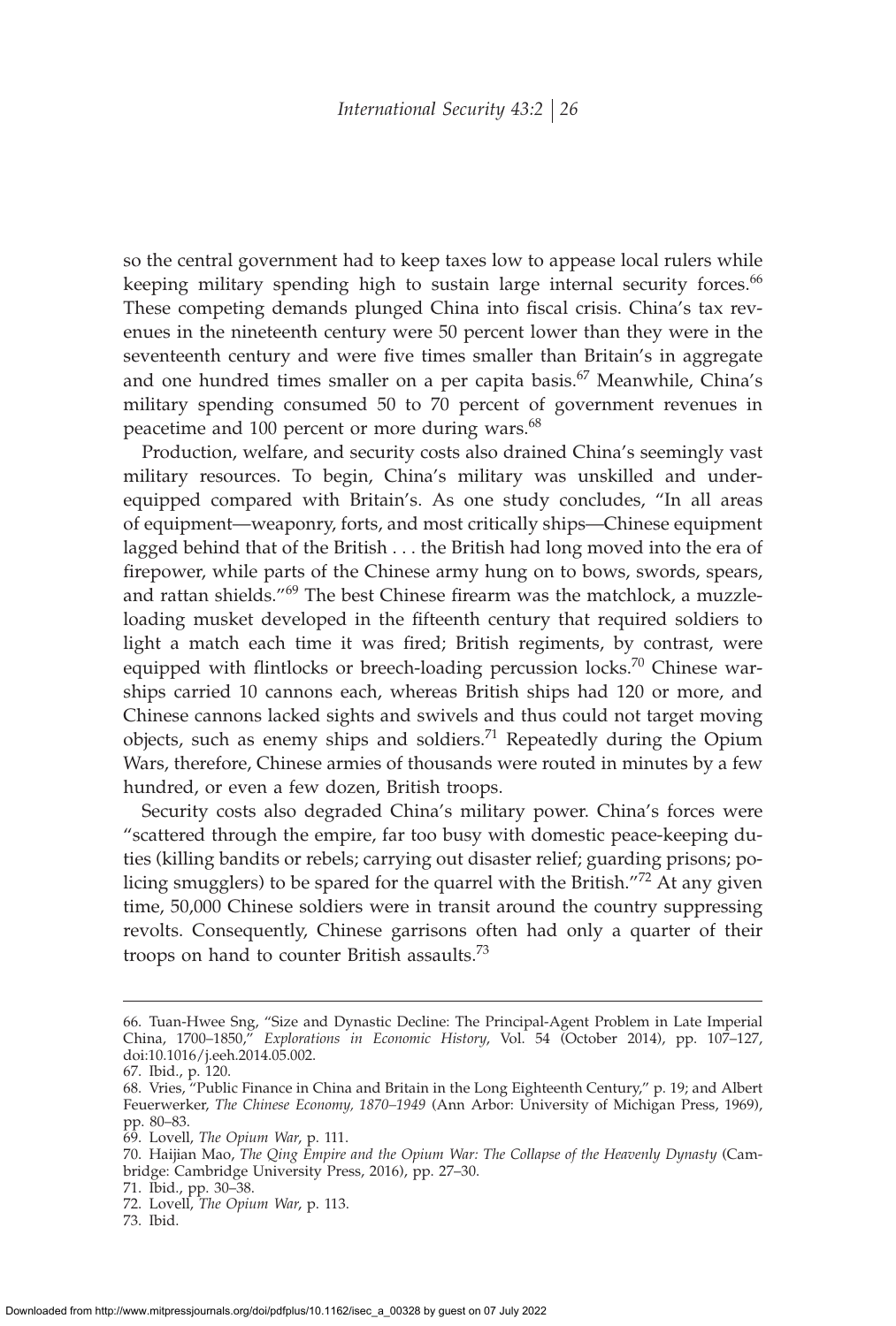so the central government had to keep taxes low to appease local rulers while keeping military spending high to sustain large internal security forces.[66] These competing demands plunged China into fiscal crisis. China's tax revenues in the nineteenth century were 50 percent lower than they were in the seventeenth century and were five times smaller than Britain's in aggregate and one hundred times smaller on a per capita basis.[67] Meanwhile, China's military spending consumed 50 to 70 percent of government revenues in peacetime and 100 percent or more during wars.[68]

Production, welfare, and security costs also drained China's seemingly vast military resources. To begin, China's military was unskilled and underequipped compared with Britain's. As one study concludes, "In all areas of equipment—weaponry, forts, and most critically ships—Chinese equipment lagged behind that of the British . . . the British had long moved into the era of firepower, while parts of the Chinese army hung on to bows, swords, spears, and rattan shields."[69] The best Chinese firearm was the matchlock, a muzzle-loading musket developed in the fifteenth century that required soldiers to light a match each time it was fired; British regiments, by contrast, were equipped with flintlocks or breech-loading percussion locks.[70] Chinese warships carried 10 cannons each, whereas British ships had 120 or more, and Chinese cannons lacked sights and swivels and thus could not target moving objects, such as enemy ships and soldiers.[71] Repeatedly during the Opium Wars, therefore, Chinese armies of thousands were routed in minutes by a few hundred, or even a few dozen, British troops.

Security costs also degraded China's military power. China's forces were "scattered through the empire, far too busy with domestic peace-keeping duties (killing bandits or rebels; carrying out disaster relief; guarding prisons; policing smugglers) to be spared for the quarrel with the British."[72] At any given time, 50,000 Chinese soldiers were in transit around the country suppressing revolts. Consequently, Chinese garrisons often had only a quarter of their troops on hand to counter British assaults.[73]

---

66. Tuan-Hwee Sng, "Size and Dynastic Decline: The Principal-Agent Problem in Late Imperial China, 1700–1850," *Explorations in Economic History*, Vol. 54 (October 2014), pp. 107–127, doi:10.1016/j.eeh.2014.05.002.

67. Ibid., p. 120.

68. Vries, "Public Finance in China and Britain in the Long Eighteenth Century," p. 19; and Albert Feuerwerker, *The Chinese Economy, 1870–1949* (Ann Arbor: University of Michigan Press, 1969), pp. 80–83.

69. Lovell, *The Opium War*, p. 111.

70. Haijian Mao, *The Qing Empire and the Opium War: The Collapse of the Heavenly Dynasty* (Cambridge: Cambridge University Press, 2016), pp. 27–30.

71. Ibid., pp. 30–38.

72. Lovell, *The Opium War*, p. 113.

73. Ibid.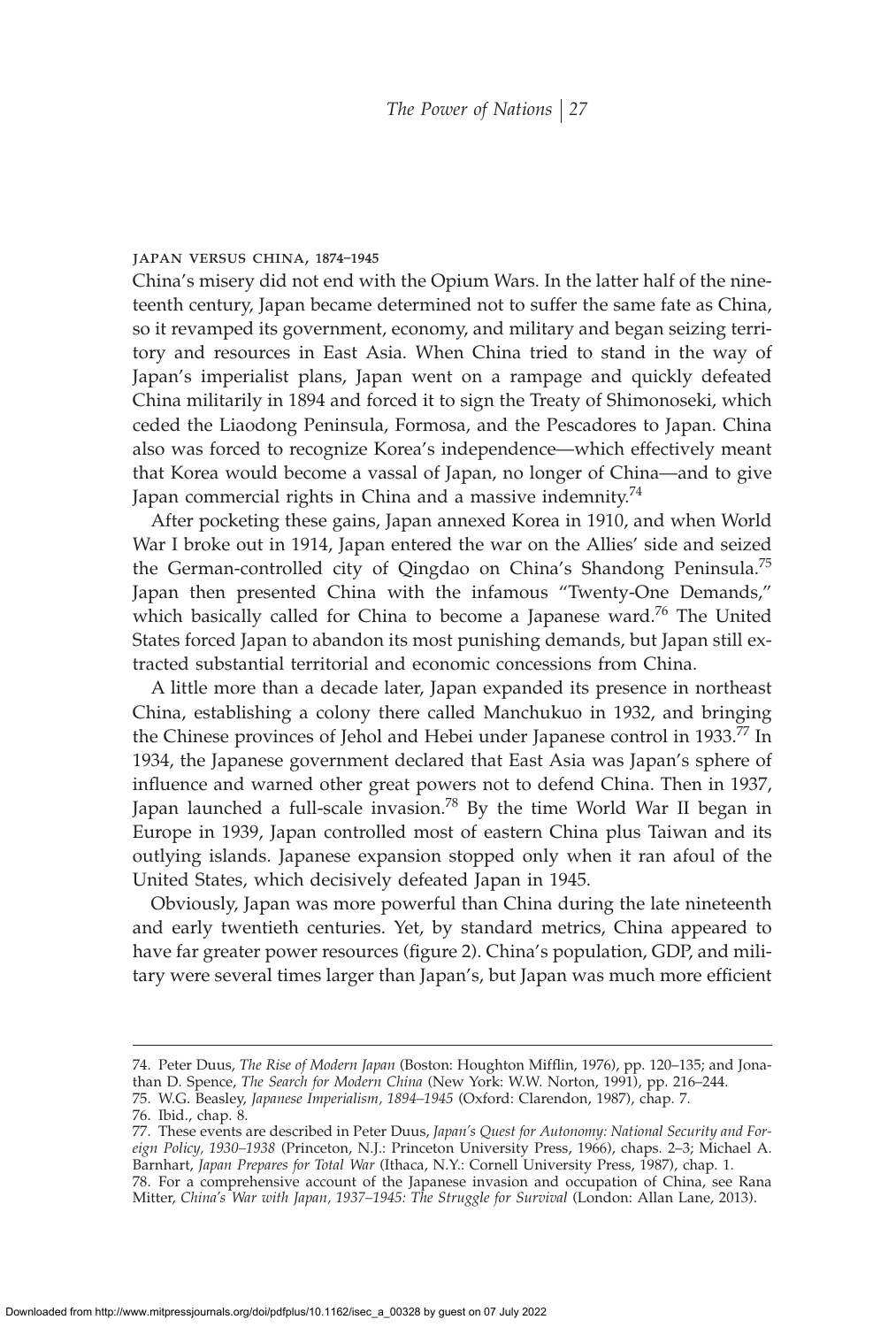#### JAPAN VERSUS CHINA, 1874–1945

China's misery did not end with the Opium Wars. In the latter half of the nineteenth century, Japan became determined not to suffer the same fate as China, so it revamped its government, economy, and military and began seizing territory and resources in East Asia. When China tried to stand in the way of Japan's imperialist plans, Japan went on a rampage and quickly defeated China militarily in 1894 and forced it to sign the Treaty of Shimonoseki, which ceded the Liaodong Peninsula, Formosa, and the Pescadores to Japan. China also was forced to recognize Korea's independence—which effectively meant that Korea would become a vassal of Japan, no longer of China—and to give Japan commercial rights in China and a massive indemnity.[74]

After pocketing these gains, Japan annexed Korea in 1910, and when World War I broke out in 1914, Japan entered the war on the Allies' side and seized the German-controlled city of Qingdao on China's Shandong Peninsula.[75] Japan then presented China with the infamous "Twenty-One Demands," which basically called for China to become a Japanese ward.[76] The United States forced Japan to abandon its most punishing demands, but Japan still extracted substantial territorial and economic concessions from China.

A little more than a decade later, Japan expanded its presence in northeast China, establishing a colony there called Manchukuo in 1932, and bringing the Chinese provinces of Jehol and Hebei under Japanese control in 1933.[77] In 1934, the Japanese government declared that East Asia was Japan's sphere of influence and warned other great powers not to defend China. Then in 1937, Japan launched a full-scale invasion.[78] By the time World War II began in Europe in 1939, Japan controlled most of eastern China plus Taiwan and its outlying islands. Japanese expansion stopped only when it ran afoul of the United States, which decisively defeated Japan in 1945.

Obviously, Japan was more powerful than China during the late nineteenth and early twentieth centuries. Yet, by standard metrics, China appeared to have far greater power resources (figure 2). China's population, GDP, and military were several times larger than Japan's, but Japan was much more efficient

---

74. Peter Duus, *The Rise of Modern Japan* (Boston: Houghton Mifflin, 1976), pp. 120–135; and Jonathan D. Spence, *The Search for Modern China* (New York: W.W. Norton, 1991), pp. 216–244.
75. W.G. Beasley, *Japanese Imperialism, 1894–1945* (Oxford: Clarendon, 1987), chap. 7.
76. Ibid., chap. 8.
77. These events are described in Peter Duus, *Japan's Quest for Autonomy: National Security and Foreign Policy, 1930–1938* (Princeton, N.J.: Princeton University Press, 1966), chaps. 2–3; Michael A. Barnhart, *Japan Prepares for Total War* (Ithaca, N.Y.: Cornell University Press, 1987), chap. 1.
78. For a comprehensive account of the Japanese invasion and occupation of China, see Rana Mitter, *China's War with Japan, 1937–1945: The Struggle for Survival* (London: Allan Lane, 2013).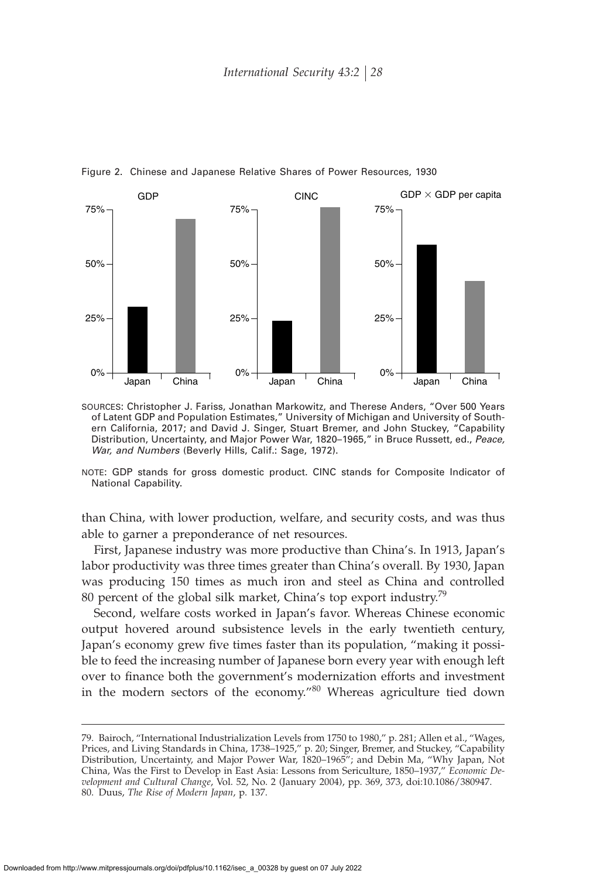Figure 2. Chinese and Japanese Relative Shares of Power Resources, 1930

SOURCES: Christopher J. Fariss, Jonathan Markowitz, and Therese Anders, "Over 500 Years of Latent GDP and Population Estimates," University of Michigan and University of Southern California, 2017; and David J. Singer, Stuart Bremer, and John Stuckey, "Capability Distribution, Uncertainty, and Major Power War, 1820–1965," in Bruce Russett, ed., *Peace, War, and Numbers* (Beverly Hills, Calif.: Sage, 1972).

NOTE: GDP stands for gross domestic product. CINC stands for Composite Indicator of National Capability.

than China, with lower production, welfare, and security costs, and was thus able to garner a preponderance of net resources.

First, Japanese industry was more productive than China's. In 1913, Japan's labor productivity was three times greater than China's overall. By 1930, Japan was producing 150 times as much iron and steel as China and controlled 80 percent of the global silk market, China's top export industry.[79]

Second, welfare costs worked in Japan's favor. Whereas Chinese economic output hovered around subsistence levels in the early twentieth century, Japan's economy grew five times faster than its population, "making it possible to feed the increasing number of Japanese born every year with enough left over to finance both the government's modernization efforts and investment in the modern sectors of the economy."[80] Whereas agriculture tied down

79. Bairoch, "International Industrialization Levels from 1750 to 1980," p. 281; Allen et al., "Wages, Prices, and Living Standards in China, 1738–1925," p. 20; Singer, Bremer, and Stuckey, "Capability Distribution, Uncertainty, and Major Power War, 1820–1965"; and Debin Ma, "Why Japan, Not China, Was the First to Develop in East Asia: Lessons from Sericulture, 1850–1937," *Economic Development and Cultural Change*, Vol. 52, No. 2 (January 2004), pp. 369, 373, doi:10.1086/380947.

80. Duus, *The Rise of Modern Japan*, p. 137.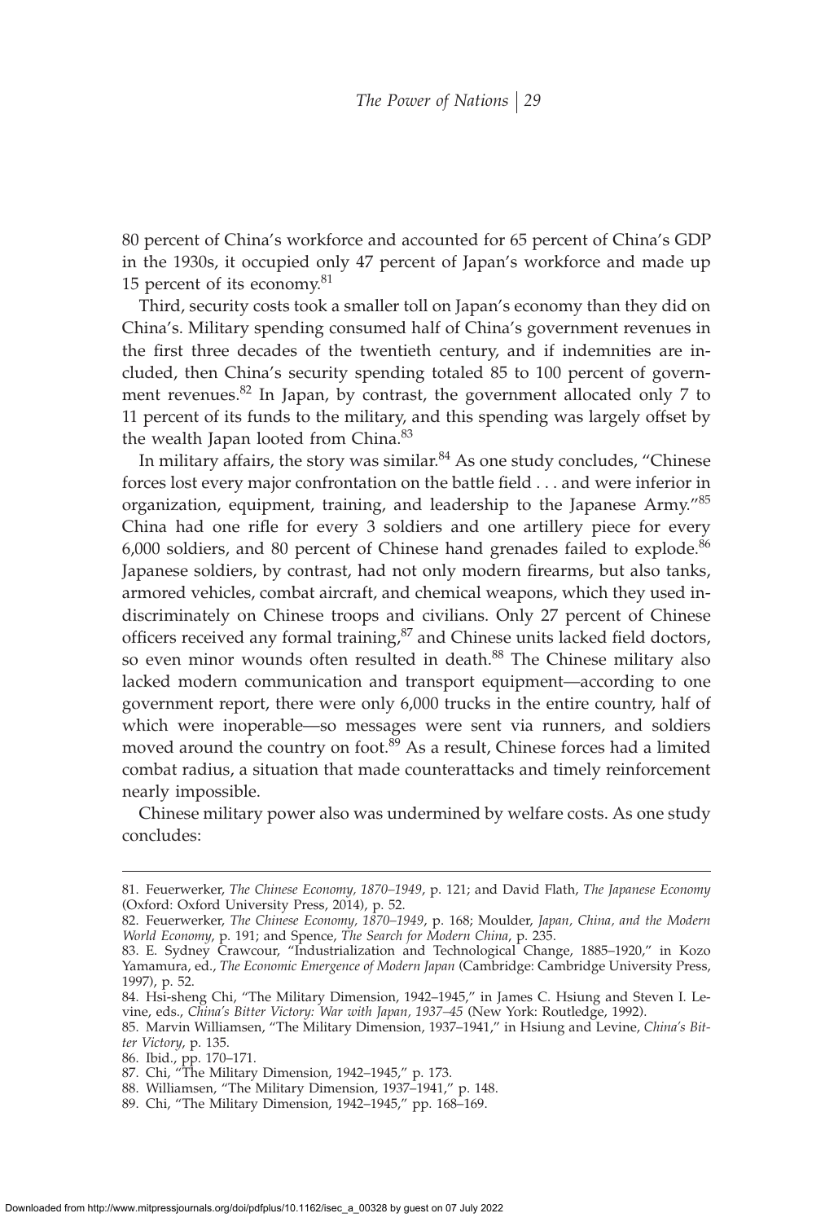80 percent of China's workforce and accounted for 65 percent of China's GDP in the 1930s, it occupied only 47 percent of Japan's workforce and made up 15 percent of its economy.[81]

Third, security costs took a smaller toll on Japan's economy than they did on China's. Military spending consumed half of China's government revenues in the first three decades of the twentieth century, and if indemnities are included, then China's security spending totaled 85 to 100 percent of government revenues.[82] In Japan, by contrast, the government allocated only 7 to 11 percent of its funds to the military, and this spending was largely offset by the wealth Japan looted from China.[83]

In military affairs, the story was similar.[84] As one study concludes, "Chinese forces lost every major confrontation on the battle field . . . and were inferior in organization, equipment, training, and leadership to the Japanese Army."[85] China had one rifle for every 3 soldiers and one artillery piece for every 6,000 soldiers, and 80 percent of Chinese hand grenades failed to explode.[86] Japanese soldiers, by contrast, had not only modern firearms, but also tanks, armored vehicles, combat aircraft, and chemical weapons, which they used indiscriminately on Chinese troops and civilians. Only 27 percent of Chinese officers received any formal training,[87] and Chinese units lacked field doctors, so even minor wounds often resulted in death.[88] The Chinese military also lacked modern communication and transport equipment—according to one government report, there were only 6,000 trucks in the entire country, half of which were inoperable—so messages were sent via runners, and soldiers moved around the country on foot.[89] As a result, Chinese forces had a limited combat radius, a situation that made counterattacks and timely reinforcement nearly impossible.

Chinese military power also was undermined by welfare costs. As one study concludes:

---

81. Feuerwerker, *The Chinese Economy, 1870–1949*, p. 121; and David Flath, *The Japanese Economy* (Oxford: Oxford University Press, 2014), p. 52.

82. Feuerwerker, *The Chinese Economy, 1870–1949*, p. 168; Moulder, *Japan, China, and the Modern World Economy*, p. 191; and Spence, *The Search for Modern China*, p. 235.

83. E. Sydney Crawcour, "Industrialization and Technological Change, 1885–1920," in Kozo Yamamura, ed., *The Economic Emergence of Modern Japan* (Cambridge: Cambridge University Press, 1997), p. 52.

84. Hsi-sheng Chi, "The Military Dimension, 1942–1945," in James C. Hsiung and Steven I. Levine, eds., *China's Bitter Victory: War with Japan, 1937–45* (New York: Routledge, 1992).

85. Marvin Williamsen, "The Military Dimension, 1937–1941," in Hsiung and Levine, *China's Bitter Victory*, p. 135.

86. Ibid., pp. 170–171.

87. Chi, "The Military Dimension, 1942–1945," p. 173.

88. Williamsen, "The Military Dimension, 1937–1941," p. 148.

89. Chi, "The Military Dimension, 1942–1945," pp. 168–169.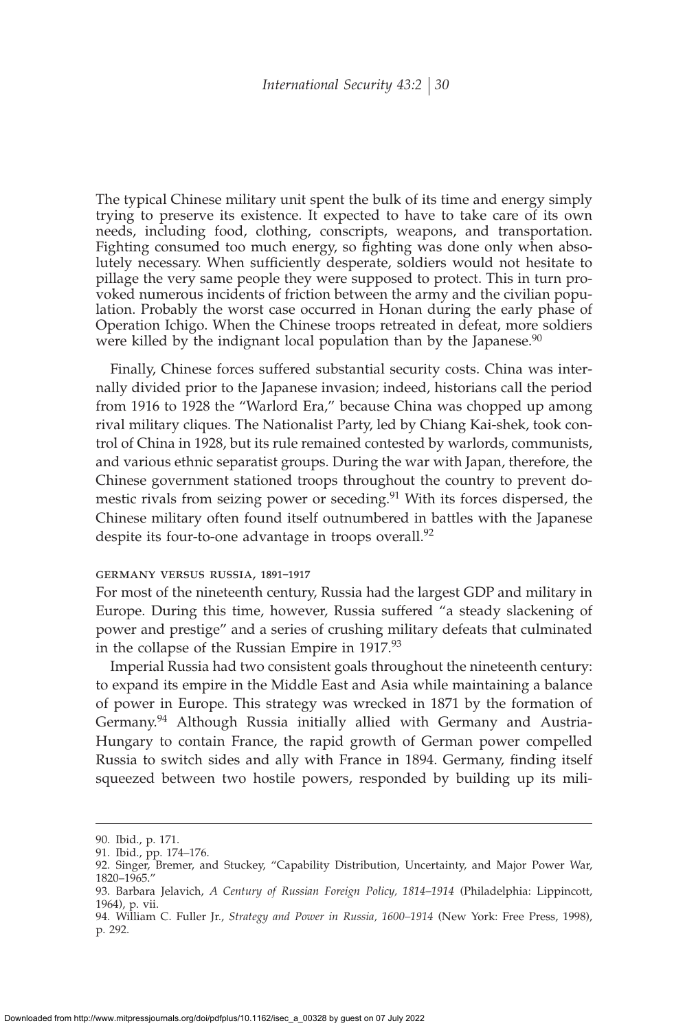The typical Chinese military unit spent the bulk of its time and energy simply trying to preserve its existence. It expected to have to take care of its own needs, including food, clothing, conscripts, weapons, and transportation. Fighting consumed too much energy, so fighting was done only when absolutely necessary. When sufficiently desperate, soldiers would not hesitate to pillage the very same people they were supposed to protect. This in turn provoked numerous incidents of friction between the army and the civilian population. Probably the worst case occurred in Honan during the early phase of Operation Ichigo. When the Chinese troops retreated in defeat, more soldiers were killed by the indignant local population than by the Japanese.[90]

Finally, Chinese forces suffered substantial security costs. China was internally divided prior to the Japanese invasion; indeed, historians call the period from 1916 to 1928 the "Warlord Era," because China was chopped up among rival military cliques. The Nationalist Party, led by Chiang Kai-shek, took control of China in 1928, but its rule remained contested by warlords, communists, and various ethnic separatist groups. During the war with Japan, therefore, the Chinese government stationed troops throughout the country to prevent domestic rivals from seizing power or seceding.[91] With its forces dispersed, the Chinese military often found itself outnumbered in battles with the Japanese despite its four-to-one advantage in troops overall.[92]

#### GERMANY VERSUS RUSSIA, 1891–1917

For most of the nineteenth century, Russia had the largest GDP and military in Europe. During this time, however, Russia suffered "a steady slackening of power and prestige" and a series of crushing military defeats that culminated in the collapse of the Russian Empire in 1917.[93]

Imperial Russia had two consistent goals throughout the nineteenth century: to expand its empire in the Middle East and Asia while maintaining a balance of power in Europe. This strategy was wrecked in 1871 by the formation of Germany.[94] Although Russia initially allied with Germany and Austria-Hungary to contain France, the rapid growth of German power compelled Russia to switch sides and ally with France in 1894. Germany, finding itself squeezed between two hostile powers, responded by building up its mili-

---

90. Ibid., p. 171.

91. Ibid., pp. 174–176.

92. Singer, Bremer, and Stuckey, "Capability Distribution, Uncertainty, and Major Power War, 1820–1965."

93. Barbara Jelavich, *A Century of Russian Foreign Policy, 1814–1914* (Philadelphia: Lippincott, 1964), p. vii.

94. William C. Fuller Jr., *Strategy and Power in Russia, 1600–1914* (New York: Free Press, 1998), p. 292.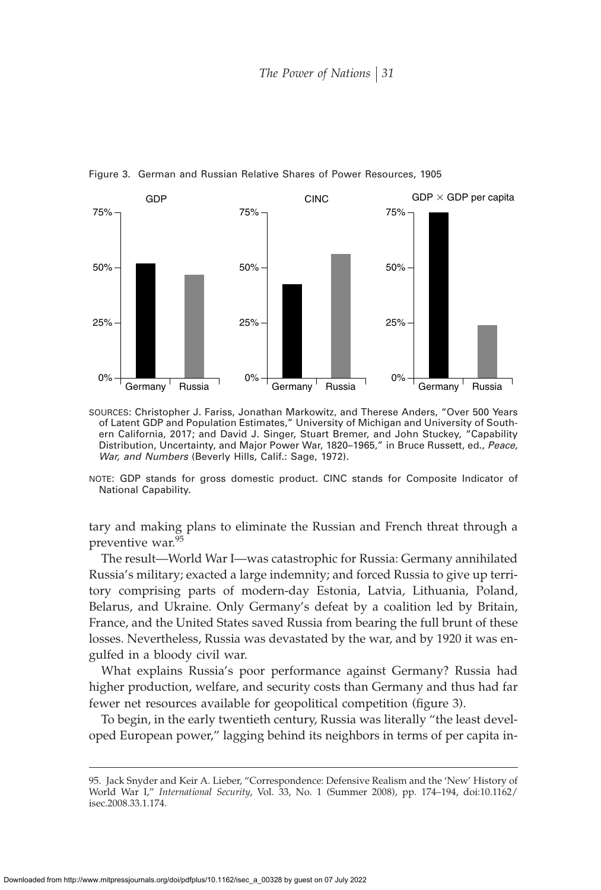Figure 3. German and Russian Relative Shares of Power Resources, 1905

SOURCES: Christopher J. Fariss, Jonathan Markowitz, and Therese Anders, "Over 500 Years of Latent GDP and Population Estimates," University of Michigan and University of Southern California, 2017; and David J. Singer, Stuart Bremer, and John Stuckey, "Capability Distribution, Uncertainty, and Major Power War, 1820–1965," in Bruce Russett, ed., *Peace, War, and Numbers* (Beverly Hills, Calif.: Sage, 1972).

NOTE: GDP stands for gross domestic product. CINC stands for Composite Indicator of National Capability.

tary and making plans to eliminate the Russian and French threat through a preventive war.[95]

The result—World War I—was catastrophic for Russia: Germany annihilated Russia's military; exacted a large indemnity; and forced Russia to give up territory comprising parts of modern-day Estonia, Latvia, Lithuania, Poland, Belarus, and Ukraine. Only Germany's defeat by a coalition led by Britain, France, and the United States saved Russia from bearing the full brunt of these losses. Nevertheless, Russia was devastated by the war, and by 1920 it was engulfed in a bloody civil war.

What explains Russia's poor performance against Germany? Russia had higher production, welfare, and security costs than Germany and thus had far fewer net resources available for geopolitical competition (figure 3).

To begin, in the early twentieth century, Russia was literally "the least developed European power," lagging behind its neighbors in terms of per capita in-

95. Jack Snyder and Keir A. Lieber, "Correspondence: Defensive Realism and the 'New' History of World War I," *International Security*, Vol. 33, No. 1 (Summer 2008), pp. 174–194, doi:10.1162/isec.2008.33.1.174.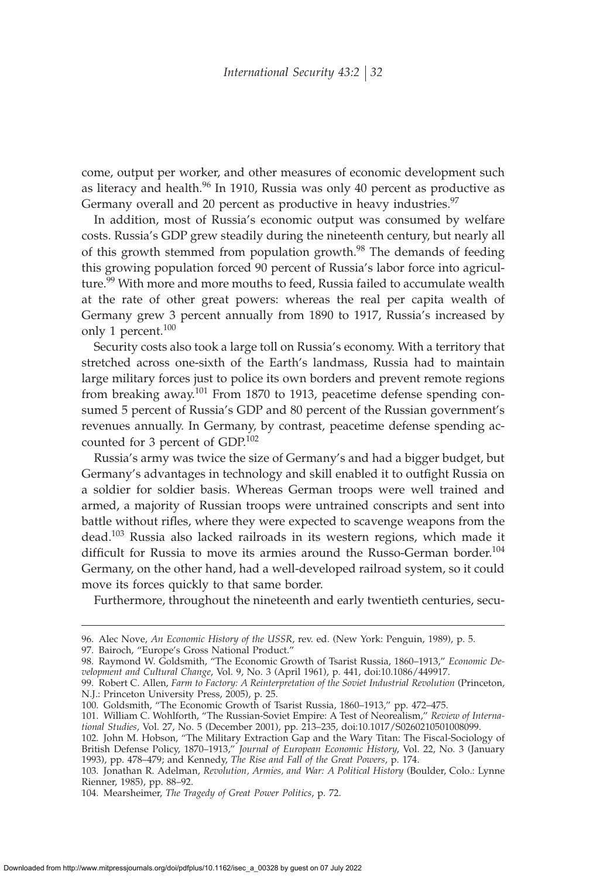come, output per worker, and other measures of economic development such as literacy and health.[96] In 1910, Russia was only 40 percent as productive as Germany overall and 20 percent as productive in heavy industries.[97]

In addition, most of Russia's economic output was consumed by welfare costs. Russia's GDP grew steadily during the nineteenth century, but nearly all of this growth stemmed from population growth.[98] The demands of feeding this growing population forced 90 percent of Russia's labor force into agriculture.[99] With more and more mouths to feed, Russia failed to accumulate wealth at the rate of other great powers: whereas the real per capita wealth of Germany grew 3 percent annually from 1890 to 1917, Russia's increased by only 1 percent.[100]

Security costs also took a large toll on Russia's economy. With a territory that stretched across one-sixth of the Earth's landmass, Russia had to maintain large military forces just to police its own borders and prevent remote regions from breaking away.[101] From 1870 to 1913, peacetime defense spending consumed 5 percent of Russia's GDP and 80 percent of the Russian government's revenues annually. In Germany, by contrast, peacetime defense spending accounted for 3 percent of GDP.[102]

Russia's army was twice the size of Germany's and had a bigger budget, but Germany's advantages in technology and skill enabled it to outfight Russia on a soldier for soldier basis. Whereas German troops were well trained and armed, a majority of Russian troops were untrained conscripts and sent into battle without rifles, where they were expected to scavenge weapons from the dead.[103] Russia also lacked railroads in its western regions, which made it difficult for Russia to move its armies around the Russo-German border.[104] Germany, on the other hand, had a well-developed railroad system, so it could move its forces quickly to that same border.

Furthermore, throughout the nineteenth and early twentieth centuries, secu-

---

96. Alec Nove, *An Economic History of the USSR*, rev. ed. (New York: Penguin, 1989), p. 5.

97. Bairoch, "Europe's Gross National Product."

98. Raymond W. Goldsmith, "The Economic Growth of Tsarist Russia, 1860–1913," *Economic Development and Cultural Change*, Vol. 9, No. 3 (April 1961), p. 441, doi:10.1086/449917.

99. Robert C. Allen, *Farm to Factory: A Reinterpretation of the Soviet Industrial Revolution* (Princeton, N.J.: Princeton University Press, 2005), p. 25.

100. Goldsmith, "The Economic Growth of Tsarist Russia, 1860–1913," pp. 472–475.

101. William C. Wohlforth, "The Russian-Soviet Empire: A Test of Neorealism," *Review of International Studies*, Vol. 27, No. 5 (December 2001), pp. 213–235, doi:10.1017/S0260210501008099.

102. John M. Hobson, "The Military Extraction Gap and the Wary Titan: The Fiscal-Sociology of British Defense Policy, 1870–1913," *Journal of European Economic History*, Vol. 22, No. 3 (January 1993), pp. 478–479; and Kennedy, *The Rise and Fall of the Great Powers*, p. 174.

103. Jonathan R. Adelman, *Revolution, Armies, and War: A Political History* (Boulder, Colo.: Lynne Rienner, 1985), pp. 88–92.

104. Mearsheimer, *The Tragedy of Great Power Politics*, p. 72.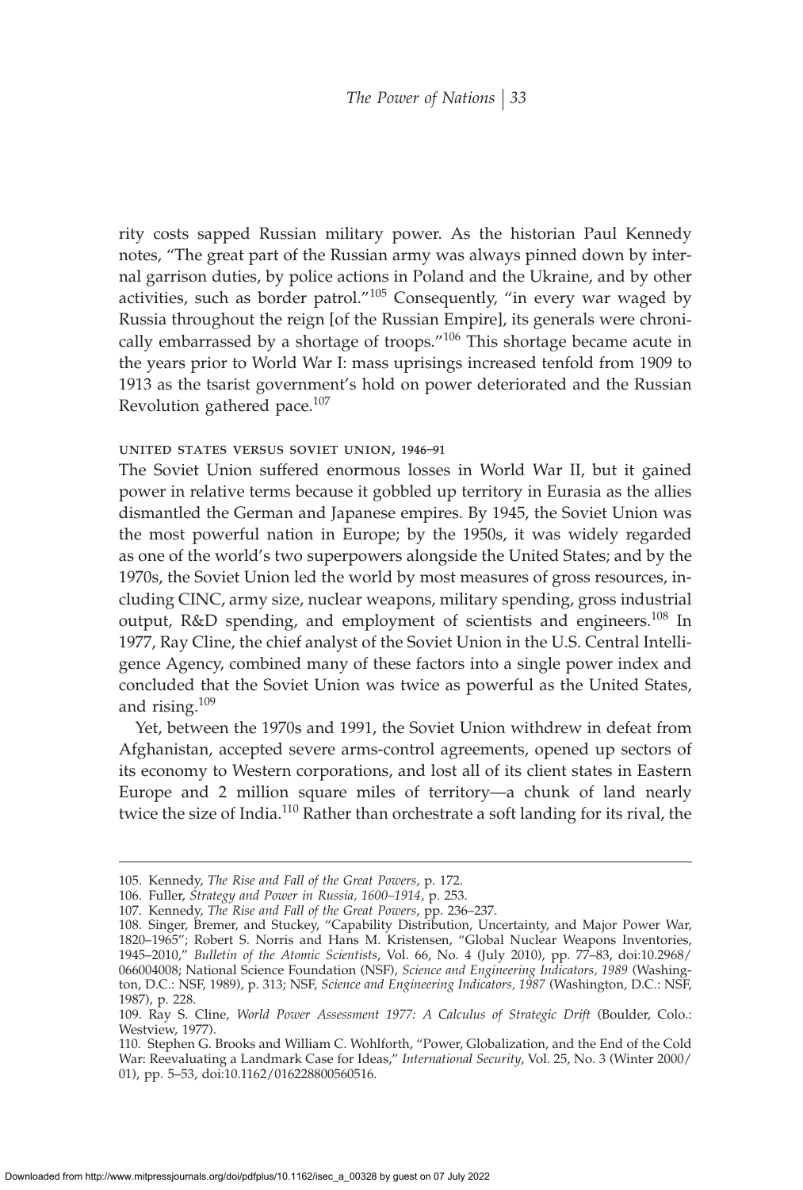rity costs sapped Russian military power. As the historian Paul Kennedy notes, "The great part of the Russian army was always pinned down by internal garrison duties, by police actions in Poland and the Ukraine, and by other activities, such as border patrol."[105] Consequently, "in every war waged by Russia throughout the reign [of the Russian Empire], its generals were chronically embarrassed by a shortage of troops."[106] This shortage became acute in the years prior to World War I: mass uprisings increased tenfold from 1909 to 1913 as the tsarist government's hold on power deteriorated and the Russian Revolution gathered pace.[107]

### UNITED STATES VERSUS SOVIET UNION, 1946–91

The Soviet Union suffered enormous losses in World War II, but it gained power in relative terms because it gobbled up territory in Eurasia as the allies dismantled the German and Japanese empires. By 1945, the Soviet Union was the most powerful nation in Europe; by the 1950s, it was widely regarded as one of the world's two superpowers alongside the United States; and by the 1970s, the Soviet Union led the world by most measures of gross resources, including CINC, army size, nuclear weapons, military spending, gross industrial output, R&D spending, and employment of scientists and engineers.[108] In 1977, Ray Cline, the chief analyst of the Soviet Union in the U.S. Central Intelligence Agency, combined many of these factors into a single power index and concluded that the Soviet Union was twice as powerful as the United States, and rising.[109]

Yet, between the 1970s and 1991, the Soviet Union withdrew in defeat from Afghanistan, accepted severe arms-control agreements, opened up sectors of its economy to Western corporations, and lost all of its client states in Eastern Europe and 2 million square miles of territory—a chunk of land nearly twice the size of India.[110] Rather than orchestrate a soft landing for its rival, the

---

105. Kennedy, *The Rise and Fall of the Great Powers*, p. 172.

106. Fuller, *Strategy and Power in Russia, 1600–1914*, p. 253.

107. Kennedy, *The Rise and Fall of the Great Powers*, pp. 236–237.

108. Singer, Bremer, and Stuckey, "Capability Distribution, Uncertainty, and Major Power War, 1820–1965"; Robert S. Norris and Hans M. Kristensen, "Global Nuclear Weapons Inventories, 1945–2010," *Bulletin of the Atomic Scientists*, Vol. 66, No. 4 (July 2010), pp. 77–83, doi:10.2968/066004008; National Science Foundation (NSF), *Science and Engineering Indicators, 1989* (Washington, D.C.: NSF, 1989), p. 313; NSF, *Science and Engineering Indicators, 1987* (Washington, D.C.: NSF, 1987), p. 228.

109. Ray S. Cline, *World Power Assessment 1977: A Calculus of Strategic Drift* (Boulder, Colo.: Westview, 1977).

110. Stephen G. Brooks and William C. Wohlforth, "Power, Globalization, and the End of the Cold War: Reevaluating a Landmark Case for Ideas," *International Security*, Vol. 25, No. 3 (Winter 2000/01), pp. 5–53, doi:10.1162/016228800560516.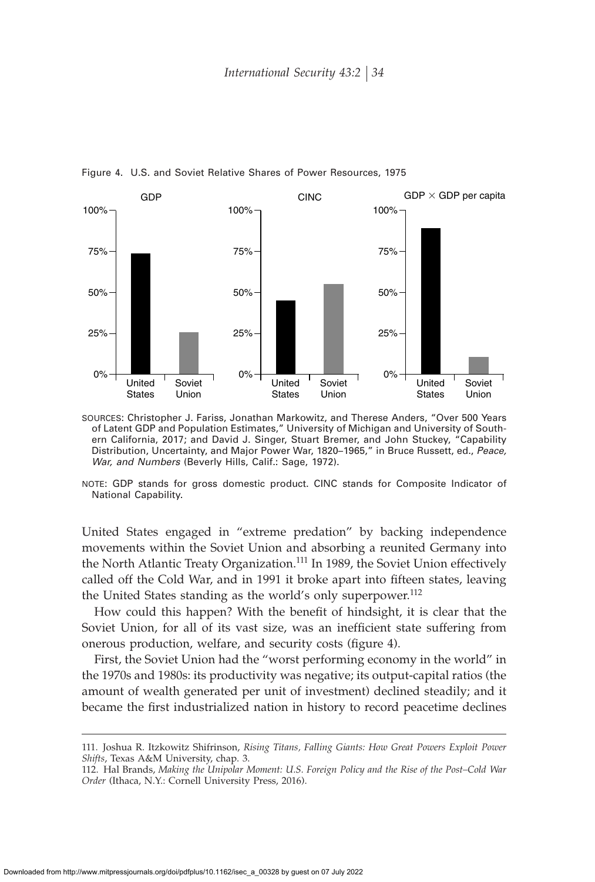Figure 4. U.S. and Soviet Relative Shares of Power Resources, 1975

SOURCES: Christopher J. Fariss, Jonathan Markowitz, and Therese Anders, "Over 500 Years of Latent GDP and Population Estimates," University of Michigan and University of Southern California, 2017; and David J. Singer, Stuart Bremer, and John Stuckey, "Capability Distribution, Uncertainty, and Major Power War, 1820–1965," in Bruce Russett, ed., *Peace, War, and Numbers* (Beverly Hills, Calif.: Sage, 1972).

NOTE: GDP stands for gross domestic product. CINC stands for Composite Indicator of National Capability.

United States engaged in "extreme predation" by backing independence movements within the Soviet Union and absorbing a reunited Germany into the North Atlantic Treaty Organization.[111] In 1989, the Soviet Union effectively called off the Cold War, and in 1991 it broke apart into fifteen states, leaving the United States standing as the world's only superpower.[112]

How could this happen? With the benefit of hindsight, it is clear that the Soviet Union, for all of its vast size, was an inefficient state suffering from onerous production, welfare, and security costs (figure 4).

First, the Soviet Union had the "worst performing economy in the world" in the 1970s and 1980s: its productivity was negative; its output-capital ratios (the amount of wealth generated per unit of investment) declined steadily; and it became the first industrialized nation in history to record peacetime declines

---

111. Joshua R. Itzkowitz Shifrinson, *Rising Titans, Falling Giants: How Great Powers Exploit Power Shifts*, Texas A&M University, chap. 3.

112. Hal Brands, *Making the Unipolar Moment: U.S. Foreign Policy and the Rise of the Post–Cold War Order* (Ithaca, N.Y.: Cornell University Press, 2016).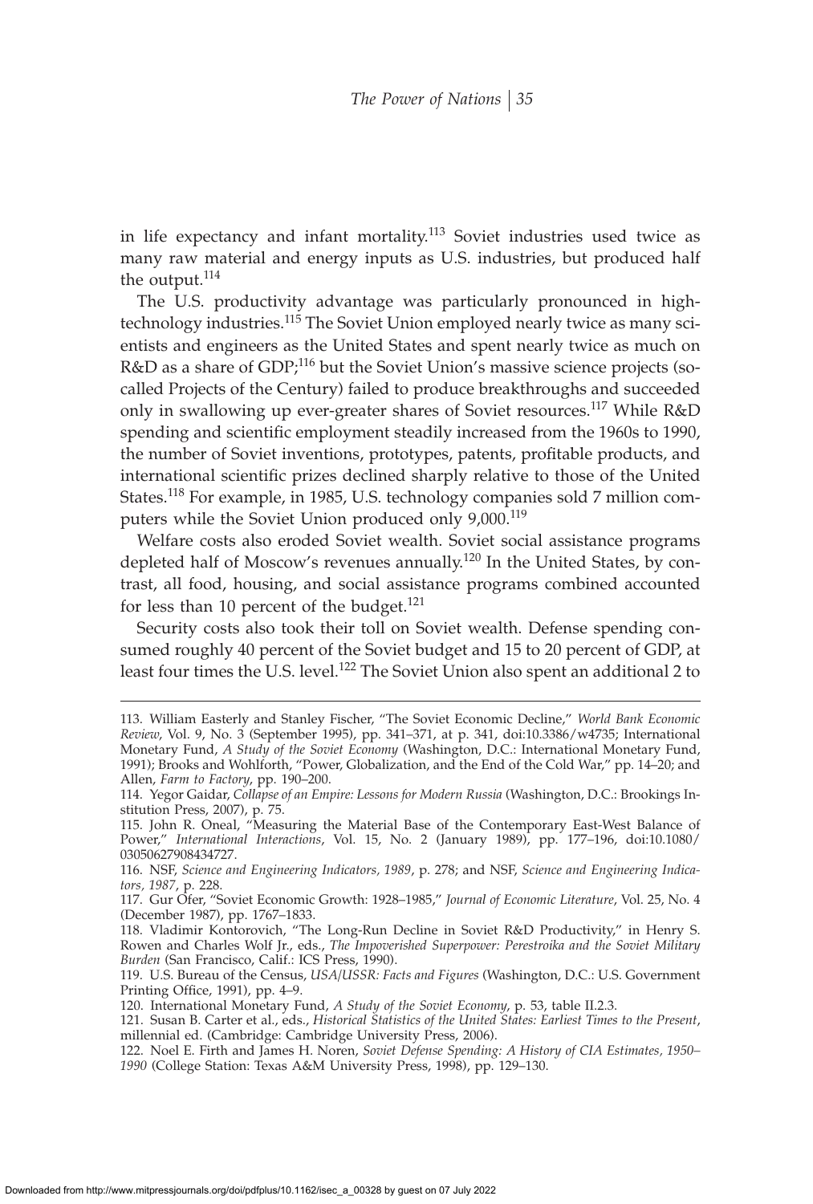in life expectancy and infant mortality.[113] Soviet industries used twice as many raw material and energy inputs as U.S. industries, but produced half the output.[114]

The U.S. productivity advantage was particularly pronounced in high-technology industries.[115] The Soviet Union employed nearly twice as many scientists and engineers as the United States and spent nearly twice as much on R&D as a share of GDP;[116] but the Soviet Union's massive science projects (so-called Projects of the Century) failed to produce breakthroughs and succeeded only in swallowing up ever-greater shares of Soviet resources.[117] While R&D spending and scientific employment steadily increased from the 1960s to 1990, the number of Soviet inventions, prototypes, patents, profitable products, and international scientific prizes declined sharply relative to those of the United States.[118] For example, in 1985, U.S. technology companies sold 7 million computers while the Soviet Union produced only 9,000.[119]

Welfare costs also eroded Soviet wealth. Soviet social assistance programs depleted half of Moscow's revenues annually.[120] In the United States, by contrast, all food, housing, and social assistance programs combined accounted for less than 10 percent of the budget.[121]

Security costs also took their toll on Soviet wealth. Defense spending consumed roughly 40 percent of the Soviet budget and 15 to 20 percent of GDP, at least four times the U.S. level.[122] The Soviet Union also spent an additional 2 to

---

113. William Easterly and Stanley Fischer, "The Soviet Economic Decline," *World Bank Economic Review*, Vol. 9, No. 3 (September 1995), pp. 341–371, at p. 341, doi:10.3386/w4735; International Monetary Fund, *A Study of the Soviet Economy* (Washington, D.C.: International Monetary Fund, 1991); Brooks and Wohlforth, "Power, Globalization, and the End of the Cold War," pp. 14–20; and Allen, *Farm to Factory*, pp. 190–200.

114. Yegor Gaidar, *Collapse of an Empire: Lessons for Modern Russia* (Washington, D.C.: Brookings Institution Press, 2007), p. 75.

115. John R. Oneal, "Measuring the Material Base of the Contemporary East-West Balance of Power," *International Interactions*, Vol. 15, No. 2 (January 1989), pp. 177–196, doi:10.1080/03050627908434727.

116. NSF, *Science and Engineering Indicators, 1989*, p. 278; and NSF, *Science and Engineering Indicators, 1987*, p. 228.

117. Gur Ofer, "Soviet Economic Growth: 1928–1985," *Journal of Economic Literature*, Vol. 25, No. 4 (December 1987), pp. 1767–1833.

118. Vladimir Kontorovich, "The Long-Run Decline in Soviet R&D Productivity," in Henry S. Rowen and Charles Wolf Jr., eds., *The Impoverished Superpower: Perestroika and the Soviet Military Burden* (San Francisco, Calif.: ICS Press, 1990).

119. U.S. Bureau of the Census, *USA/USSR: Facts and Figures* (Washington, D.C.: U.S. Government Printing Office, 1991), pp. 4–9.

120. International Monetary Fund, *A Study of the Soviet Economy*, p. 53, table II.2.3.

121. Susan B. Carter et al., eds., *Historical Statistics of the United States: Earliest Times to the Present*, millennial ed. (Cambridge: Cambridge University Press, 2006).

122. Noel E. Firth and James H. Noren, *Soviet Defense Spending: A History of CIA Estimates, 1950–1990* (College Station: Texas A&M University Press, 1998), pp. 129–130.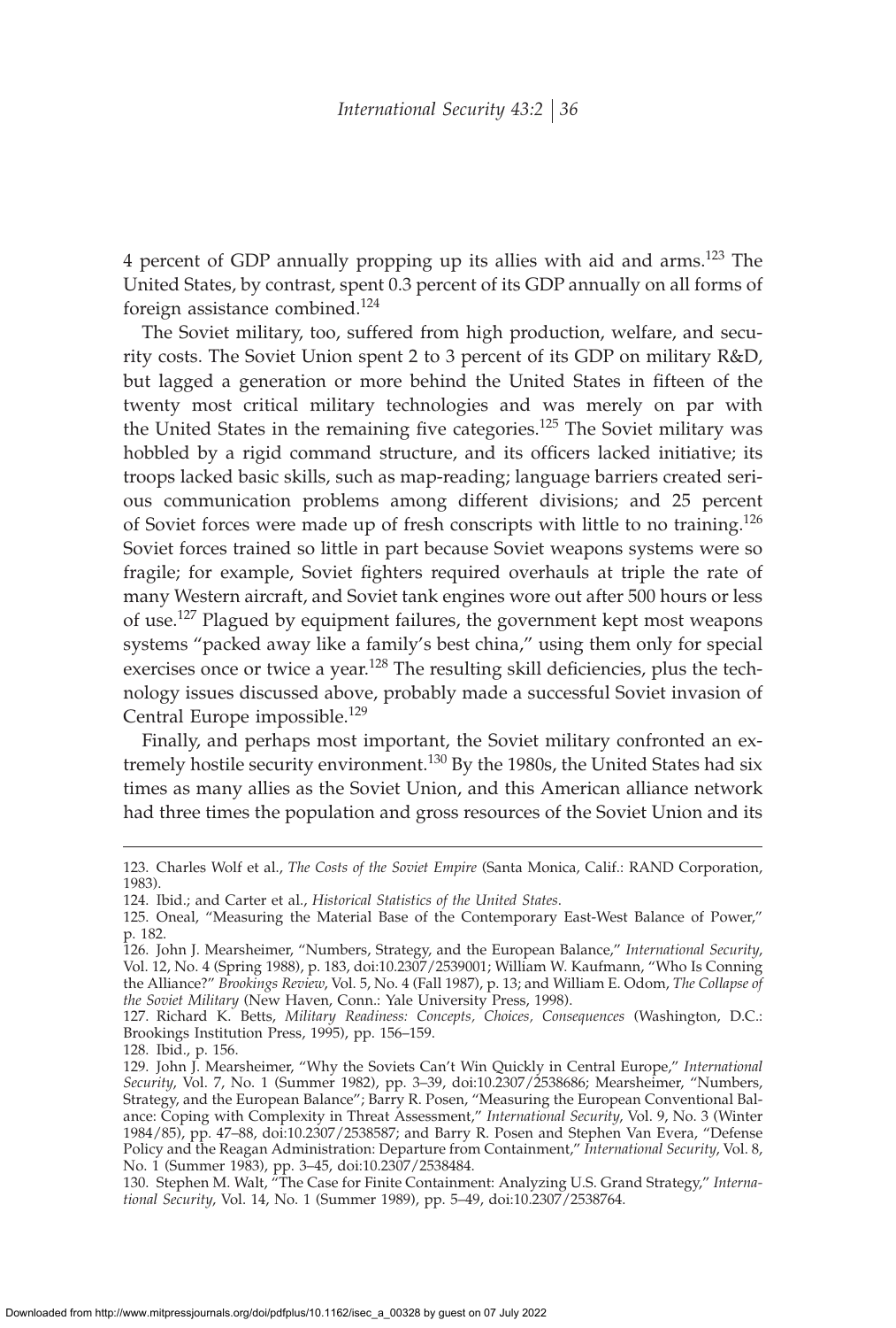4 percent of GDP annually propping up its allies with aid and arms.[123] The United States, by contrast, spent 0.3 percent of its GDP annually on all forms of foreign assistance combined.[124]

The Soviet military, too, suffered from high production, welfare, and security costs. The Soviet Union spent 2 to 3 percent of its GDP on military R&D, but lagged a generation or more behind the United States in fifteen of the twenty most critical military technologies and was merely on par with the United States in the remaining five categories.[125] The Soviet military was hobbled by a rigid command structure, and its officers lacked initiative; its troops lacked basic skills, such as map-reading; language barriers created serious communication problems among different divisions; and 25 percent of Soviet forces were made up of fresh conscripts with little to no training.[126] Soviet forces trained so little in part because Soviet weapons systems were so fragile; for example, Soviet fighters required overhauls at triple the rate of many Western aircraft, and Soviet tank engines wore out after 500 hours or less of use.[127] Plagued by equipment failures, the government kept most weapons systems "packed away like a family's best china," using them only for special exercises once or twice a year.[128] The resulting skill deficiencies, plus the technology issues discussed above, probably made a successful Soviet invasion of Central Europe impossible.[129]

Finally, and perhaps most important, the Soviet military confronted an extremely hostile security environment.[130] By the 1980s, the United States had six times as many allies as the Soviet Union, and this American alliance network had three times the population and gross resources of the Soviet Union and its

---

123. Charles Wolf et al., *The Costs of the Soviet Empire* (Santa Monica, Calif.: RAND Corporation, 1983).

124. Ibid.; and Carter et al., *Historical Statistics of the United States*.

125. Oneal, "Measuring the Material Base of the Contemporary East-West Balance of Power," p. 182.

126. John J. Mearsheimer, "Numbers, Strategy, and the European Balance," *International Security*, Vol. 12, No. 4 (Spring 1988), p. 183, doi:10.2307/2539001; William W. Kaufmann, "Who Is Conning the Alliance?" *Brookings Review*, Vol. 5, No. 4 (Fall 1987), p. 13; and William E. Odom, *The Collapse of the Soviet Military* (New Haven, Conn.: Yale University Press, 1998).

127. Richard K. Betts, *Military Readiness: Concepts, Choices, Consequences* (Washington, D.C.: Brookings Institution Press, 1995), pp. 156–159.

128. Ibid., p. 156.

129. John J. Mearsheimer, "Why the Soviets Can't Win Quickly in Central Europe," *International Security*, Vol. 7, No. 1 (Summer 1982), pp. 3–39, doi:10.2307/2538686; Mearsheimer, "Numbers, Strategy, and the European Balance"; Barry R. Posen, "Measuring the European Conventional Balance: Coping with Complexity in Threat Assessment," *International Security*, Vol. 9, No. 3 (Winter 1984/85), pp. 47–88, doi:10.2307/2538587; and Barry R. Posen and Stephen Van Evera, "Defense Policy and the Reagan Administration: Departure from Containment," *International Security*, Vol. 8, No. 1 (Summer 1983), pp. 3–45, doi:10.2307/2538484.

130. Stephen M. Walt, "The Case for Finite Containment: Analyzing U.S. Grand Strategy," *International Security*, Vol. 14, No. 1 (Summer 1989), pp. 5–49, doi:10.2307/2538764.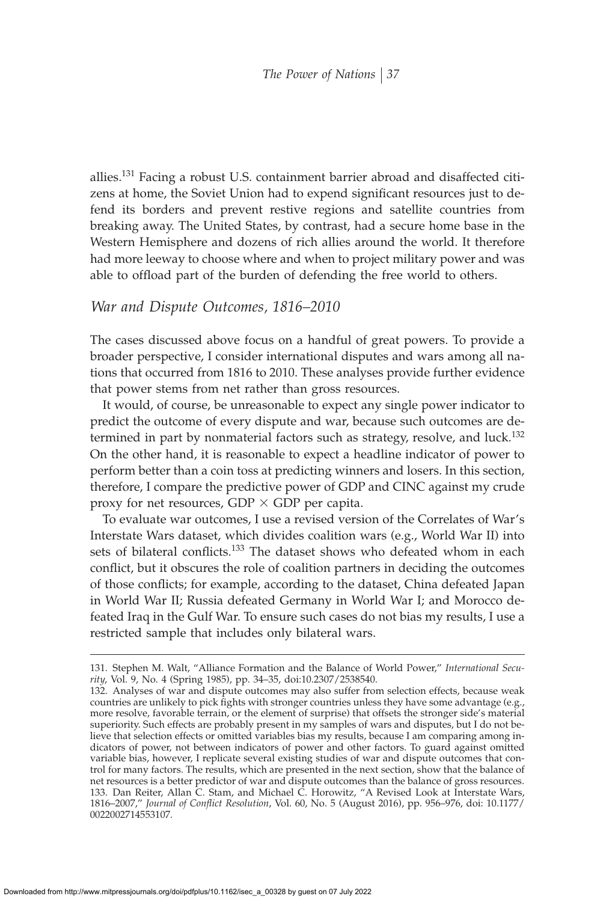allies.[131] Facing a robust U.S. containment barrier abroad and disaffected citizens at home, the Soviet Union had to expend significant resources just to defend its borders and prevent restive regions and satellite countries from breaking away. The United States, by contrast, had a secure home base in the Western Hemisphere and dozens of rich allies around the world. It therefore had more leeway to choose where and when to project military power and was able to offload part of the burden of defending the free world to others.

## *War and Dispute Outcomes, 1816–2010*

The cases discussed above focus on a handful of great powers. To provide a broader perspective, I consider international disputes and wars among all nations that occurred from 1816 to 2010. These analyses provide further evidence that power stems from net rather than gross resources.

It would, of course, be unreasonable to expect any single power indicator to predict the outcome of every dispute and war, because such outcomes are determined in part by nonmaterial factors such as strategy, resolve, and luck.[132] On the other hand, it is reasonable to expect a headline indicator of power to perform better than a coin toss at predicting winners and losers. In this section, therefore, I compare the predictive power of GDP and CINC against my crude proxy for net resources, GDP $\times$ GDP per capita.

To evaluate war outcomes, I use a revised version of the Correlates of War's Interstate Wars dataset, which divides coalition wars (e.g., World War II) into sets of bilateral conflicts.[133] The dataset shows who defeated whom in each conflict, but it obscures the role of coalition partners in deciding the outcomes of those conflicts; for example, according to the dataset, China defeated Japan in World War II; Russia defeated Germany in World War I; and Morocco defeated Iraq in the Gulf War. To ensure such cases do not bias my results, I use a restricted sample that includes only bilateral wars.

---

131. Stephen M. Walt, "Alliance Formation and the Balance of World Power," *International Security*, Vol. 9, No. 4 (Spring 1985), pp. 34–35, doi:10.2307/2538540.

132. Analyses of war and dispute outcomes may also suffer from selection effects, because weak countries are unlikely to pick fights with stronger countries unless they have some advantage (e.g., more resolve, favorable terrain, or the element of surprise) that offsets the stronger side's material superiority. Such effects are probably present in my samples of wars and disputes, but I do not believe that selection effects or omitted variables bias my results, because I am comparing among indicators of power, not between indicators of power and other factors. To guard against omitted variable bias, however, I replicate several existing studies of war and dispute outcomes that control for many factors. The results, which are presented in the next section, show that the balance of net resources is a better predictor of war and dispute outcomes than the balance of gross resources.

133. Dan Reiter, Allan C. Stam, and Michael C. Horowitz, "A Revised Look at Interstate Wars, 1816–2007," *Journal of Conflict Resolution*, Vol. 60, No. 5 (August 2016), pp. 956–976, doi: 10.1177/0022002714553107.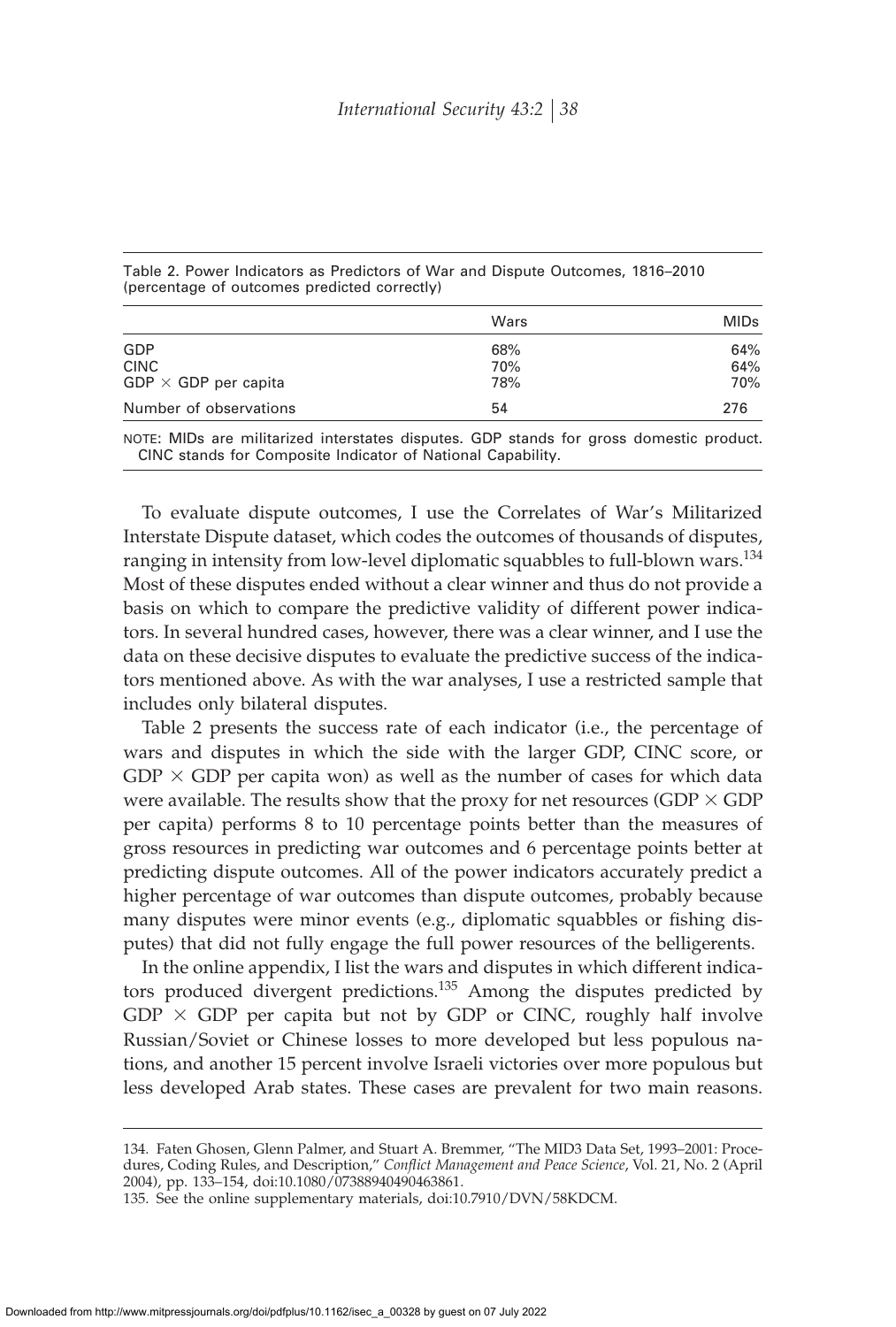Table 2. Power Indicators as Predictors of War and Dispute Outcomes, 1816–2010 (percentage of outcomes predicted correctly)

| | Wars | MIDs |
|---|---|---|
| GDP | 68% | 64% |
| CINC | 70% | 64% |
| GDP × GDP per capita | 78% | 70% |
| Number of observations | 54 | 276 |

NOTE: MIDs are militarized interstates disputes. GDP stands for gross domestic product. CINC stands for Composite Indicator of National Capability.

To evaluate dispute outcomes, I use the Correlates of War's Militarized Interstate Dispute dataset, which codes the outcomes of thousands of disputes, ranging in intensity from low-level diplomatic squabbles to full-blown wars.[134] Most of these disputes ended without a clear winner and thus do not provide a basis on which to compare the predictive validity of different power indicators. In several hundred cases, however, there was a clear winner, and I use the data on these decisive disputes to evaluate the predictive success of the indicators mentioned above. As with the war analyses, I use a restricted sample that includes only bilateral disputes.

Table 2 presents the success rate of each indicator (i.e., the percentage of wars and disputes in which the side with the larger GDP, CINC score, or GDP × GDP per capita won) as well as the number of cases for which data were available. The results show that the proxy for net resources (GDP × GDP per capita) performs 8 to 10 percentage points better than the measures of gross resources in predicting war outcomes and 6 percentage points better at predicting dispute outcomes. All of the power indicators accurately predict a higher percentage of war outcomes than dispute outcomes, probably because many disputes were minor events (e.g., diplomatic squabbles or fishing disputes) that did not fully engage the full power resources of the belligerents.

In the online appendix, I list the wars and disputes in which different indicators produced divergent predictions.[135] Among the disputes predicted by GDP × GDP per capita but not by GDP or CINC, roughly half involve Russian/Soviet or Chinese losses to more developed but less populous nations, and another 15 percent involve Israeli victories over more populous but less developed Arab states. These cases are prevalent for two main reasons.

134. Faten Ghosen, Glenn Palmer, and Stuart A. Bremmer, "The MID3 Data Set, 1993–2001: Procedures, Coding Rules, and Description," *Conflict Management and Peace Science*, Vol. 21, No. 2 (April 2004), pp. 133–154, doi:10.1080/07388940490463861.

135. See the online supplementary materials, doi:10.7910/DVN/58KDCM.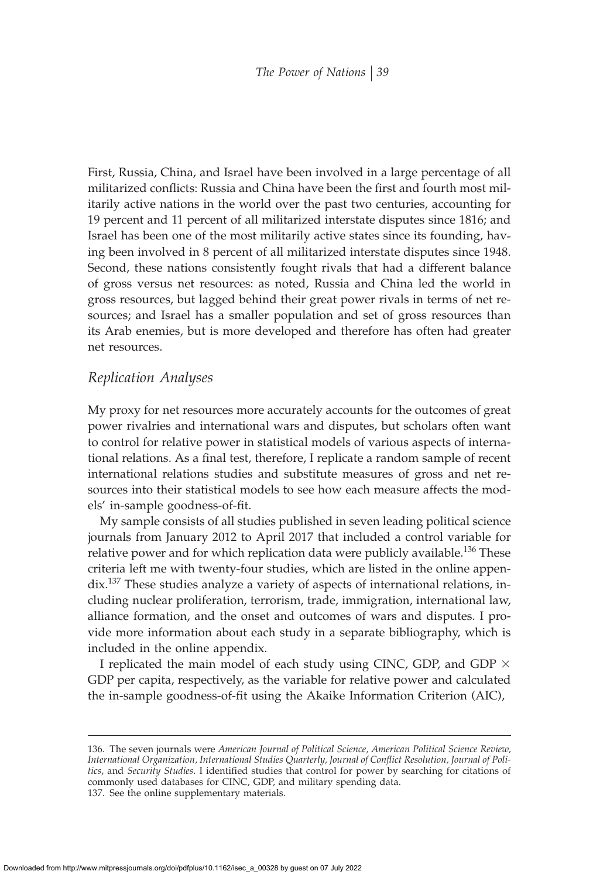First, Russia, China, and Israel have been involved in a large percentage of all militarized conflicts: Russia and China have been the first and fourth most militarily active nations in the world over the past two centuries, accounting for 19 percent and 11 percent of all militarized interstate disputes since 1816; and Israel has been one of the most militarily active states since its founding, having been involved in 8 percent of all militarized interstate disputes since 1948. Second, these nations consistently fought rivals that had a different balance of gross versus net resources: as noted, Russia and China led the world in gross resources, but lagged behind their great power rivals in terms of net resources; and Israel has a smaller population and set of gross resources than its Arab enemies, but is more developed and therefore has often had greater net resources.

## *Replication Analyses*

My proxy for net resources more accurately accounts for the outcomes of great power rivalries and international wars and disputes, but scholars often want to control for relative power in statistical models of various aspects of international relations. As a final test, therefore, I replicate a random sample of recent international relations studies and substitute measures of gross and net resources into their statistical models to see how each measure affects the models' in-sample goodness-of-fit.

My sample consists of all studies published in seven leading political science journals from January 2012 to April 2017 that included a control variable for relative power and for which replication data were publicly available.[136] These criteria left me with twenty-four studies, which are listed in the online appendix.[137] These studies analyze a variety of aspects of international relations, including nuclear proliferation, terrorism, trade, immigration, international law, alliance formation, and the onset and outcomes of wars and disputes. I provide more information about each study in a separate bibliography, which is included in the online appendix.

I replicated the main model of each study using CINC, GDP, and GDP × GDP per capita, respectively, as the variable for relative power and calculated the in-sample goodness-of-fit using the Akaike Information Criterion (AIC),

---

136. The seven journals were *American Journal of Political Science, American Political Science Review, International Organization, International Studies Quarterly, Journal of Conflict Resolution, Journal of Politics*, and *Security Studies*. I identified studies that control for power by searching for citations of commonly used databases for CINC, GDP, and military spending data.

137. See the online supplementary materials.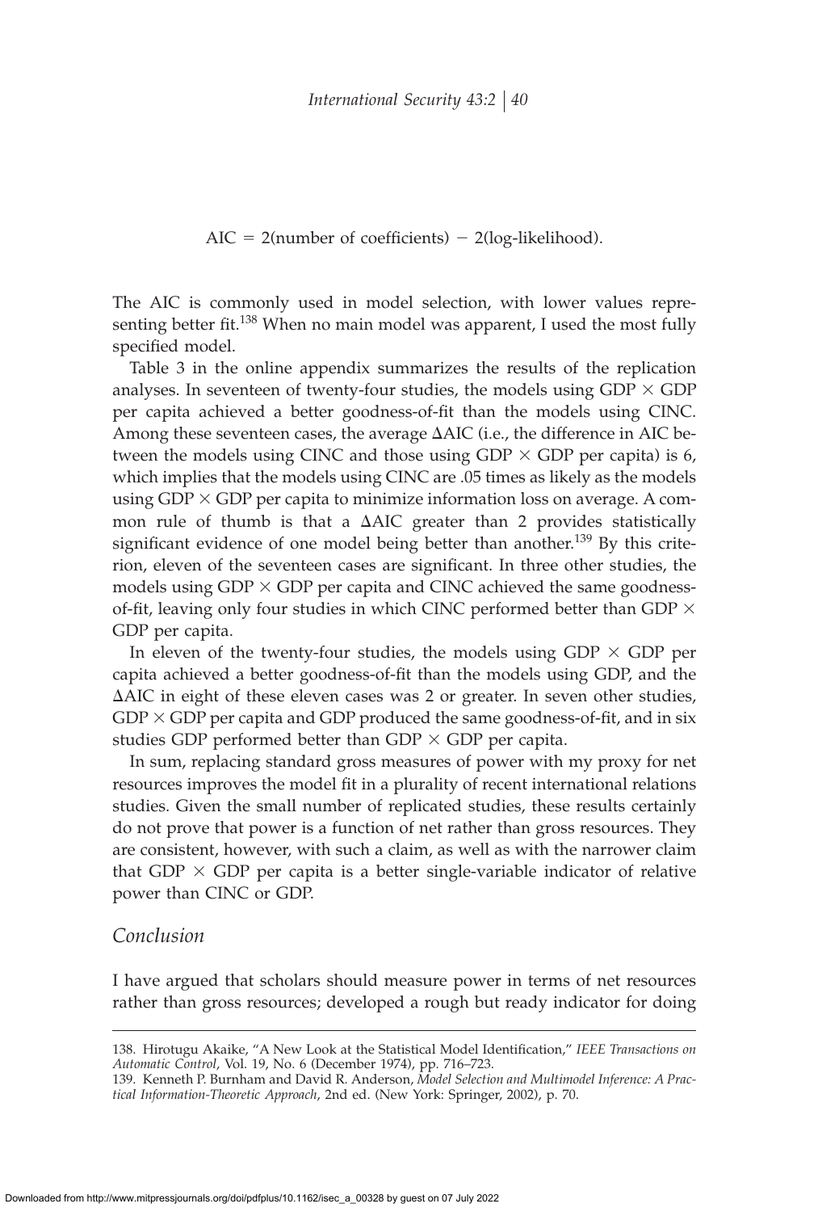$$\text{AIC} = 2(\text{number of coefficients}) - 2(\text{log-likelihood}).$$

The AIC is commonly used in model selection, with lower values representing better fit.[138] When no main model was apparent, I used the most fully specified model.

Table 3 in the online appendix summarizes the results of the replication analyses. In seventeen of twenty-four studies, the models using GDP $\times$ GDP per capita achieved a better goodness-of-fit than the models using CINC. Among these seventeen cases, the average $\Delta$AIC (i.e., the difference in AIC between the models using CINC and those using GDP $\times$ GDP per capita) is 6, which implies that the models using CINC are .05 times as likely as the models using GDP $\times$ GDP per capita to minimize information loss on average. A common rule of thumb is that a $\Delta$AIC greater than 2 provides statistically significant evidence of one model being better than another.[139] By this criterion, eleven of the seventeen cases are significant. In three other studies, the models using GDP $\times$ GDP per capita and CINC achieved the same goodness-of-fit, leaving only four studies in which CINC performed better than GDP $\times$ GDP per capita.

In eleven of the twenty-four studies, the models using GDP $\times$ GDP per capita achieved a better goodness-of-fit than the models using GDP, and the $\Delta$AIC in eight of these eleven cases was 2 or greater. In seven other studies, GDP $\times$ GDP per capita and GDP produced the same goodness-of-fit, and in six studies GDP performed better than GDP $\times$ GDP per capita.

In sum, replacing standard gross measures of power with my proxy for net resources improves the model fit in a plurality of recent international relations studies. Given the small number of replicated studies, these results certainly do not prove that power is a function of net rather than gross resources. They are consistent, however, with such a claim, as well as with the narrower claim that GDP $\times$ GDP per capita is a better single-variable indicator of relative power than CINC or GDP.

## *Conclusion*

I have argued that scholars should measure power in terms of net resources rather than gross resources; developed a rough but ready indicator for doing

---

138. Hirotugu Akaike, "A New Look at the Statistical Model Identification," *IEEE Transactions on Automatic Control*, Vol. 19, No. 6 (December 1974), pp. 716–723.

139. Kenneth P. Burnham and David R. Anderson, *Model Selection and Multimodel Inference: A Practical Information-Theoretic Approach*, 2nd ed. (New York: Springer, 2002), p. 70.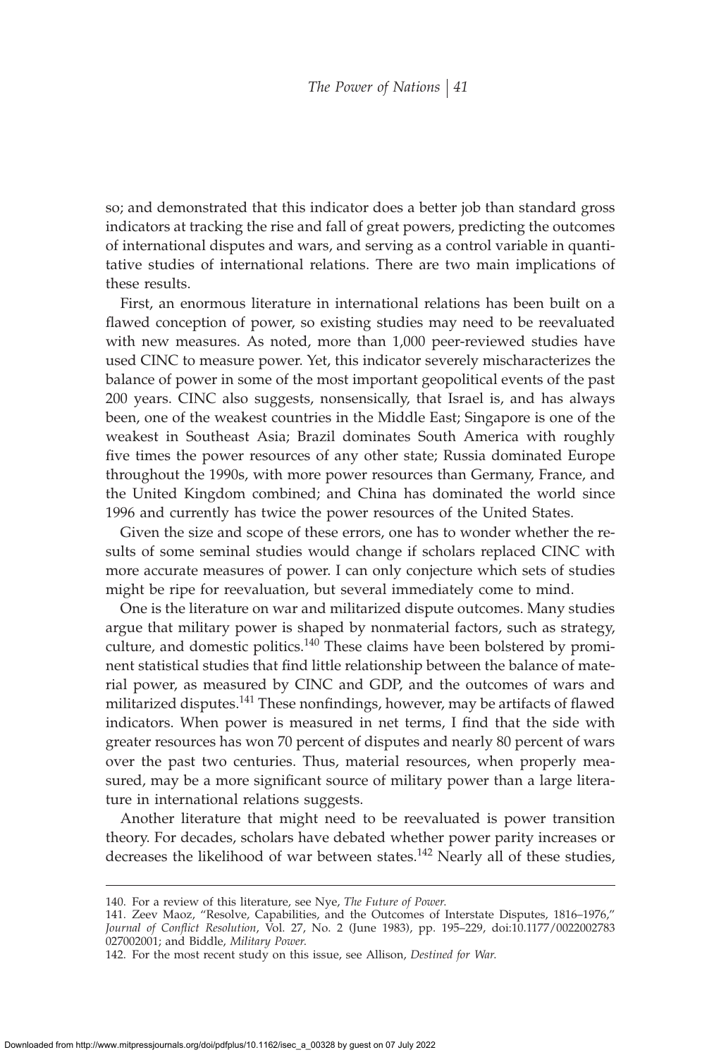so; and demonstrated that this indicator does a better job than standard gross indicators at tracking the rise and fall of great powers, predicting the outcomes of international disputes and wars, and serving as a control variable in quantitative studies of international relations. There are two main implications of these results.

First, an enormous literature in international relations has been built on a flawed conception of power, so existing studies may need to be reevaluated with new measures. As noted, more than 1,000 peer-reviewed studies have used CINC to measure power. Yet, this indicator severely mischaracterizes the balance of power in some of the most important geopolitical events of the past 200 years. CINC also suggests, nonsensically, that Israel is, and has always been, one of the weakest countries in the Middle East; Singapore is one of the weakest in Southeast Asia; Brazil dominates South America with roughly five times the power resources of any other state; Russia dominated Europe throughout the 1990s, with more power resources than Germany, France, and the United Kingdom combined; and China has dominated the world since 1996 and currently has twice the power resources of the United States.

Given the size and scope of these errors, one has to wonder whether the results of some seminal studies would change if scholars replaced CINC with more accurate measures of power. I can only conjecture which sets of studies might be ripe for reevaluation, but several immediately come to mind.

One is the literature on war and militarized dispute outcomes. Many studies argue that military power is shaped by nonmaterial factors, such as strategy, culture, and domestic politics.[140] These claims have been bolstered by prominent statistical studies that find little relationship between the balance of material power, as measured by CINC and GDP, and the outcomes of wars and militarized disputes.[141] These nonfindings, however, may be artifacts of flawed indicators. When power is measured in net terms, I find that the side with greater resources has won 70 percent of disputes and nearly 80 percent of wars over the past two centuries. Thus, material resources, when properly measured, may be a more significant source of military power than a large literature in international relations suggests.

Another literature that might need to be reevaluated is power transition theory. For decades, scholars have debated whether power parity increases or decreases the likelihood of war between states.[142] Nearly all of these studies,

140. For a review of this literature, see Nye, *The Future of Power.*

141. Zeev Maoz, "Resolve, Capabilities, and the Outcomes of Interstate Disputes, 1816–1976," *Journal of Conflict Resolution*, Vol. 27, No. 2 (June 1983), pp. 195–229, doi:10.1177/0022002783027002001; and Biddle, *Military Power.*

142. For the most recent study on this issue, see Allison, *Destined for War.*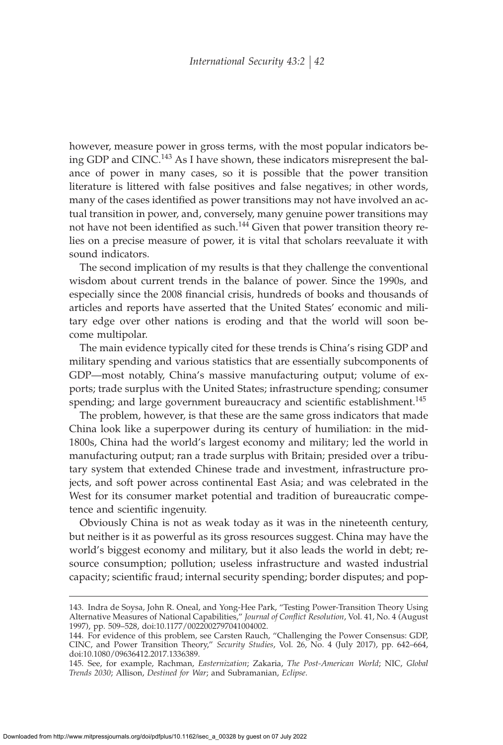however, measure power in gross terms, with the most popular indicators being GDP and CINC.[143] As I have shown, these indicators misrepresent the balance of power in many cases, so it is possible that the power transition literature is littered with false positives and false negatives; in other words, many of the cases identified as power transitions may not have involved an actual transition in power, and, conversely, many genuine power transitions may not have not been identified as such.[144] Given that power transition theory relies on a precise measure of power, it is vital that scholars reevaluate it with sound indicators.

The second implication of my results is that they challenge the conventional wisdom about current trends in the balance of power. Since the 1990s, and especially since the 2008 financial crisis, hundreds of books and thousands of articles and reports have asserted that the United States' economic and military edge over other nations is eroding and that the world will soon become multipolar.

The main evidence typically cited for these trends is China's rising GDP and military spending and various statistics that are essentially subcomponents of GDP—most notably, China's massive manufacturing output; volume of exports; trade surplus with the United States; infrastructure spending; consumer spending; and large government bureaucracy and scientific establishment.[145]

The problem, however, is that these are the same gross indicators that made China look like a superpower during its century of humiliation: in the mid-1800s, China had the world's largest economy and military; led the world in manufacturing output; ran a trade surplus with Britain; presided over a tributary system that extended Chinese trade and investment, infrastructure projects, and soft power across continental East Asia; and was celebrated in the West for its consumer market potential and tradition of bureaucratic competence and scientific ingenuity.

Obviously China is not as weak today as it was in the nineteenth century, but neither is it as powerful as its gross resources suggest. China may have the world's biggest economy and military, but it also leads the world in debt; resource consumption; pollution; useless infrastructure and wasted industrial capacity; scientific fraud; internal security spending; border disputes; and pop-

---

143. Indra de Soysa, John R. Oneal, and Yong-Hee Park, "Testing Power-Transition Theory Using Alternative Measures of National Capabilities," *Journal of Conflict Resolution*, Vol. 41, No. 4 (August 1997), pp. 509–528, doi:10.1177/0022002797041004002.

144. For evidence of this problem, see Carsten Rauch, "Challenging the Power Consensus: GDP, CINC, and Power Transition Theory," *Security Studies*, Vol. 26, No. 4 (July 2017), pp. 642–664, doi:10.1080/09636412.2017.1336389.

145. See, for example, Rachman, *Easternization*; Zakaria, *The Post-American World*; NIC, *Global Trends 2030*; Allison, *Destined for War*; and Subramanian, *Eclipse*.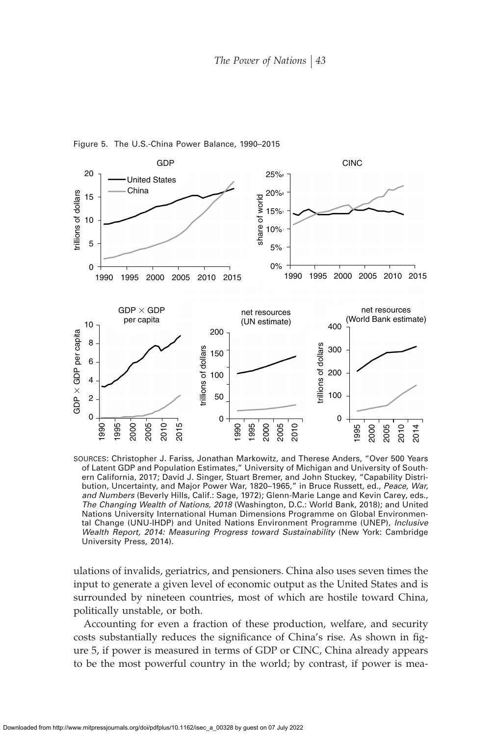Figure 5. The U.S.-China Power Balance, 1990–2015

SOURCES: Christopher J. Fariss, Jonathan Markowitz, and Therese Anders, "Over 500 Years of Latent GDP and Population Estimates," University of Michigan and University of Southern California, 2017; David J. Singer, Stuart Bremer, and John Stuckey, "Capability Distribution, Uncertainty, and Major Power War, 1820–1965," in Bruce Russett, ed., *Peace, War, and Numbers* (Beverly Hills, Calif.: Sage, 1972); Glenn-Marie Lange and Kevin Carey, eds., *The Changing Wealth of Nations, 2018* (Washington, D.C.: World Bank, 2018); and United Nations University International Human Dimensions Programme on Global Environmental Change (UNU-IHDP) and United Nations Environment Programme (UNEP), *Inclusive Wealth Report, 2014: Measuring Progress toward Sustainability* (New York: Cambridge University Press, 2014).

ulations of invalids, geriatrics, and pensioners. China also uses seven times the input to generate a given level of economic output as the United States and is surrounded by nineteen countries, most of which are hostile toward China, politically unstable, or both.

Accounting for even a fraction of these production, welfare, and security costs substantially reduces the significance of China's rise. As shown in figure 5, if power is measured in terms of GDP or CINC, China already appears to be the most powerful country in the world; by contrast, if power is mea-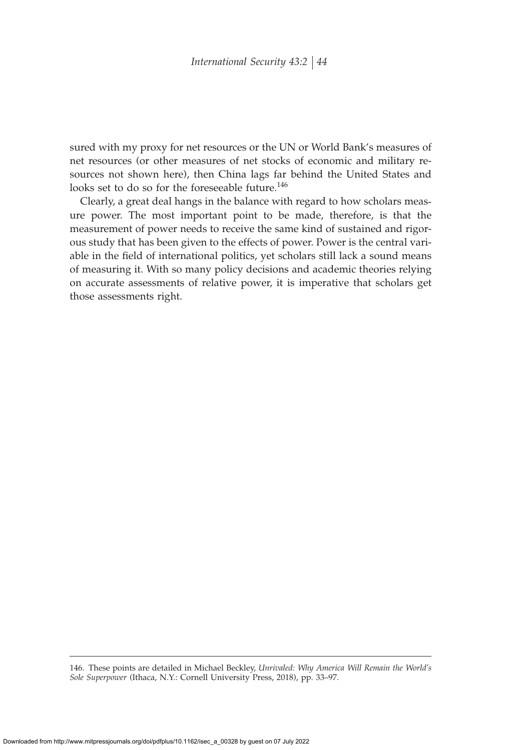sured with my proxy for net resources or the UN or World Bank's measures of net resources (or other measures of net stocks of economic and military resources not shown here), then China lags far behind the United States and looks set to do so for the foreseeable future.[146]

Clearly, a great deal hangs in the balance with regard to how scholars measure power. The most important point to be made, therefore, is that the measurement of power needs to receive the same kind of sustained and rigorous study that has been given to the effects of power. Power is the central variable in the field of international politics, yet scholars still lack a sound means of measuring it. With so many policy decisions and academic theories relying on accurate assessments of relative power, it is imperative that scholars get those assessments right.

146. These points are detailed in Michael Beckley, *Unrivaled: Why America Will Remain the World's Sole Superpower* (Ithaca, N.Y.: Cornell University Press, 2018), pp. 33–97.